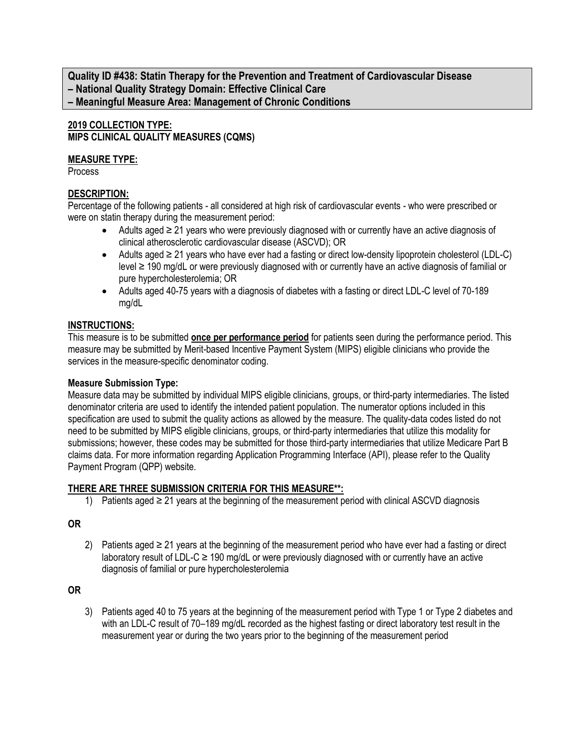# Quality ID #438: Statin Therapy for the Prevention and Treatment of Cardiovascular Disease
# – National Quality Strategy Domain: Effective Clinical Care
# – Meaningful Measure Area: Management of Chronic Conditions

**2019 COLLECTION TYPE:**
**MIPS CLINICAL QUALITY MEASURES (CQMS)**

**MEASURE TYPE:**
Process

**DESCRIPTION:**
Percentage of the following patients - all considered at high risk of cardiovascular events - who were prescribed or were on statin therapy during the measurement period:

- Adults aged ≥ 21 years who were previously diagnosed with or currently have an active diagnosis of clinical atherosclerotic cardiovascular disease (ASCVD); OR
- Adults aged ≥ 21 years who have ever had a fasting or direct low-density lipoprotein cholesterol (LDL-C) level ≥ 190 mg/dL or were previously diagnosed with or currently have an active diagnosis of familial or pure hypercholesterolemia; OR
- Adults aged 40-75 years with a diagnosis of diabetes with a fasting or direct LDL-C level of 70-189 mg/dL

**INSTRUCTIONS:**
This measure is to be submitted **once per performance period** for patients seen during the performance period. This measure may be submitted by Merit-based Incentive Payment System (MIPS) eligible clinicians who provide the services in the measure-specific denominator coding.

**Measure Submission Type:**
Measure data may be submitted by individual MIPS eligible clinicians, groups, or third-party intermediaries. The listed denominator criteria are used to identify the intended patient population. The numerator options included in this specification are used to submit the quality actions as allowed by the measure. The quality-data codes listed do not need to be submitted by MIPS eligible clinicians, groups, or third-party intermediaries that utilize this modality for submissions; however, these codes may be submitted for those third-party intermediaries that utilize Medicare Part B claims data. For more information regarding Application Programming Interface (API), please refer to the Quality Payment Program (QPP) website.

**THERE ARE THREE SUBMISSION CRITERIA FOR THIS MEASURE**:**

1) Patients aged ≥ 21 years at the beginning of the measurement period with clinical ASCVD diagnosis

**OR**

2) Patients aged ≥ 21 years at the beginning of the measurement period who have ever had a fasting or direct laboratory result of LDL-C ≥ 190 mg/dL or were previously diagnosed with or currently have an active diagnosis of familial or pure hypercholesterolemia

**OR**

3) Patients aged 40 to 75 years at the beginning of the measurement period with Type 1 or Type 2 diabetes and with an LDL-C result of 70–189 mg/dL recorded as the highest fasting or direct laboratory test result in the measurement year or during the two years prior to the beginning of the measurement period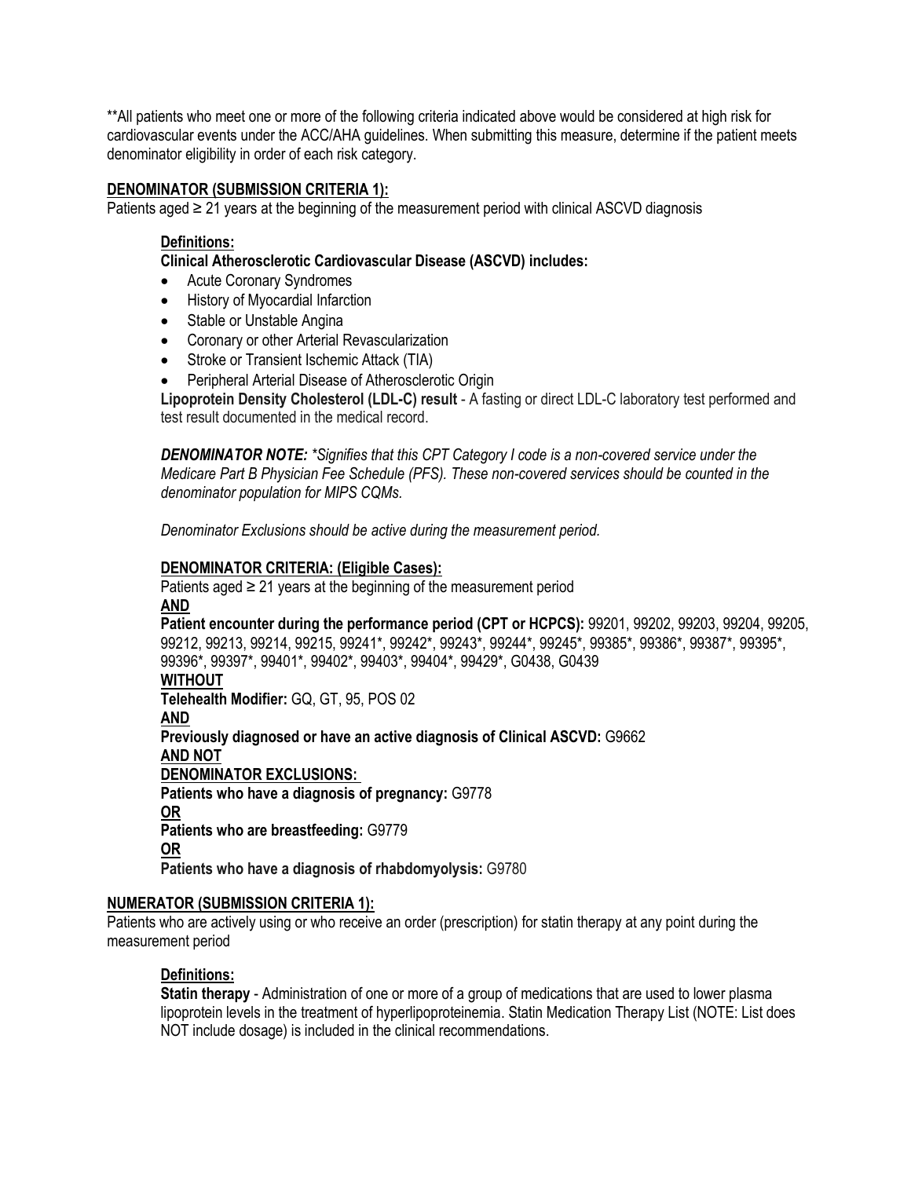**All patients who meet one or more of the following criteria indicated above would be considered at high risk for cardiovascular events under the ACC/AHA guidelines. When submitting this measure, determine if the patient meets denominator eligibility in order of each risk category.

**DENOMINATOR (SUBMISSION CRITERIA 1):**

Patients aged ≥ 21 years at the beginning of the measurement period with clinical ASCVD diagnosis

**Definitions:**

**Clinical Atherosclerotic Cardiovascular Disease (ASCVD) includes:**

- Acute Coronary Syndromes
- History of Myocardial Infarction
- Stable or Unstable Angina
- Coronary or other Arterial Revascularization
- Stroke or Transient Ischemic Attack (TIA)
- Peripheral Arterial Disease of Atherosclerotic Origin

**Lipoprotein Density Cholesterol (LDL-C) result** - A fasting or direct LDL-C laboratory test performed and test result documented in the medical record.

***DENOMINATOR NOTE:*** *\*Signifies that this CPT Category I code is a non-covered service under the Medicare Part B Physician Fee Schedule (PFS). These non-covered services should be counted in the denominator population for MIPS CQMs.*

*Denominator Exclusions should be active during the measurement period.*

**DENOMINATOR CRITERIA: (Eligible Cases):**

Patients aged ≥ 21 years at the beginning of the measurement period

**AND**

**Patient encounter during the performance period (CPT or HCPCS):** 99201, 99202, 99203, 99204, 99205, 99212, 99213, 99214, 99215, 99241*, 99242*, 99243*, 99244*, 99245*, 99385*, 99386*, 99387*, 99395*, 99396*, 99397*, 99401*, 99402*, 99403*, 99404*, 99429*, G0438, G0439

**WITHOUT**

**Telehealth Modifier:** GQ, GT, 95, POS 02

**AND**

**Previously diagnosed or have an active diagnosis of Clinical ASCVD:** G9662

**AND NOT**

**DENOMINATOR EXCLUSIONS:**

**Patients who have a diagnosis of pregnancy:** G9778

**OR**

**Patients who are breastfeeding:** G9779

**OR**

**Patients who have a diagnosis of rhabdomyolysis:** G9780

**NUMERATOR (SUBMISSION CRITERIA 1):**

Patients who are actively using or who receive an order (prescription) for statin therapy at any point during the measurement period

**Definitions:**

**Statin therapy** - Administration of one or more of a group of medications that are used to lower plasma lipoprotein levels in the treatment of hyperlipoproteinemia. Statin Medication Therapy List (NOTE: List does NOT include dosage) is included in the clinical recommendations.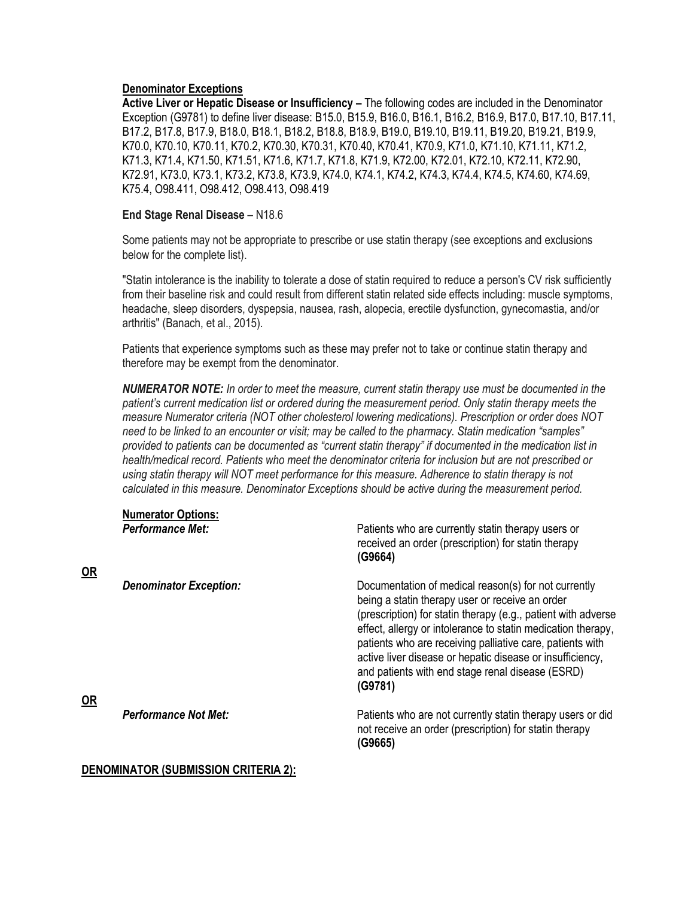**Denominator Exceptions**

**Active Liver or Hepatic Disease or Insufficiency –** The following codes are included in the Denominator Exception (G9781) to define liver disease: B15.0, B15.9, B16.0, B16.1, B16.2, B16.9, B17.0, B17.10, B17.11, B17.2, B17.8, B17.9, B18.0, B18.1, B18.2, B18.8, B18.9, B19.0, B19.10, B19.11, B19.20, B19.21, B19.9, K70.0, K70.10, K70.11, K70.2, K70.30, K70.31, K70.40, K70.41, K70.9, K71.0, K71.10, K71.11, K71.2, K71.3, K71.4, K71.50, K71.51, K71.6, K71.7, K71.8, K71.9, K72.00, K72.01, K72.10, K72.11, K72.90, K72.91, K73.0, K73.1, K73.2, K73.8, K73.9, K74.0, K74.1, K74.2, K74.3, K74.4, K74.5, K74.60, K74.69, K75.4, O98.411, O98.412, O98.413, O98.419

**End Stage Renal Disease** – N18.6

Some patients may not be appropriate to prescribe or use statin therapy (see exceptions and exclusions below for the complete list).

"Statin intolerance is the inability to tolerate a dose of statin required to reduce a person's CV risk sufficiently from their baseline risk and could result from different statin related side effects including: muscle symptoms, headache, sleep disorders, dyspepsia, nausea, rash, alopecia, erectile dysfunction, gynecomastia, and/or arthritis" (Banach, et al., 2015).

Patients that experience symptoms such as these may prefer not to take or continue statin therapy and therefore may be exempt from the denominator.

***NUMERATOR NOTE:*** *In order to meet the measure, current statin therapy use must be documented in the patient's current medication list or ordered during the measurement period. Only statin therapy meets the measure Numerator criteria (NOT other cholesterol lowering medications). Prescription or order does NOT need to be linked to an encounter or visit; may be called to the pharmacy. Statin medication "samples" provided to patients can be documented as "current statin therapy" if documented in the medication list in health/medical record. Patients who meet the denominator criteria for inclusion but are not prescribed or using statin therapy will NOT meet performance for this measure. Adherence to statin therapy is not calculated in this measure. Denominator Exceptions should be active during the measurement period.*

**Numerator Options:**

***Performance Met:*** Patients who are currently statin therapy users or received an order (prescription) for statin therapy **(G9664)**

**OR**

***Denominator Exception:*** Documentation of medical reason(s) for not currently being a statin therapy user or receive an order (prescription) for statin therapy (e.g., patient with adverse effect, allergy or intolerance to statin medication therapy, patients who are receiving palliative care, patients with active liver disease or hepatic disease or insufficiency, and patients with end stage renal disease (ESRD) **(G9781)**

**OR**

***Performance Not Met:*** Patients who are not currently statin therapy users or did not receive an order (prescription) for statin therapy **(G9665)**

**DENOMINATOR (SUBMISSION CRITERIA 2):**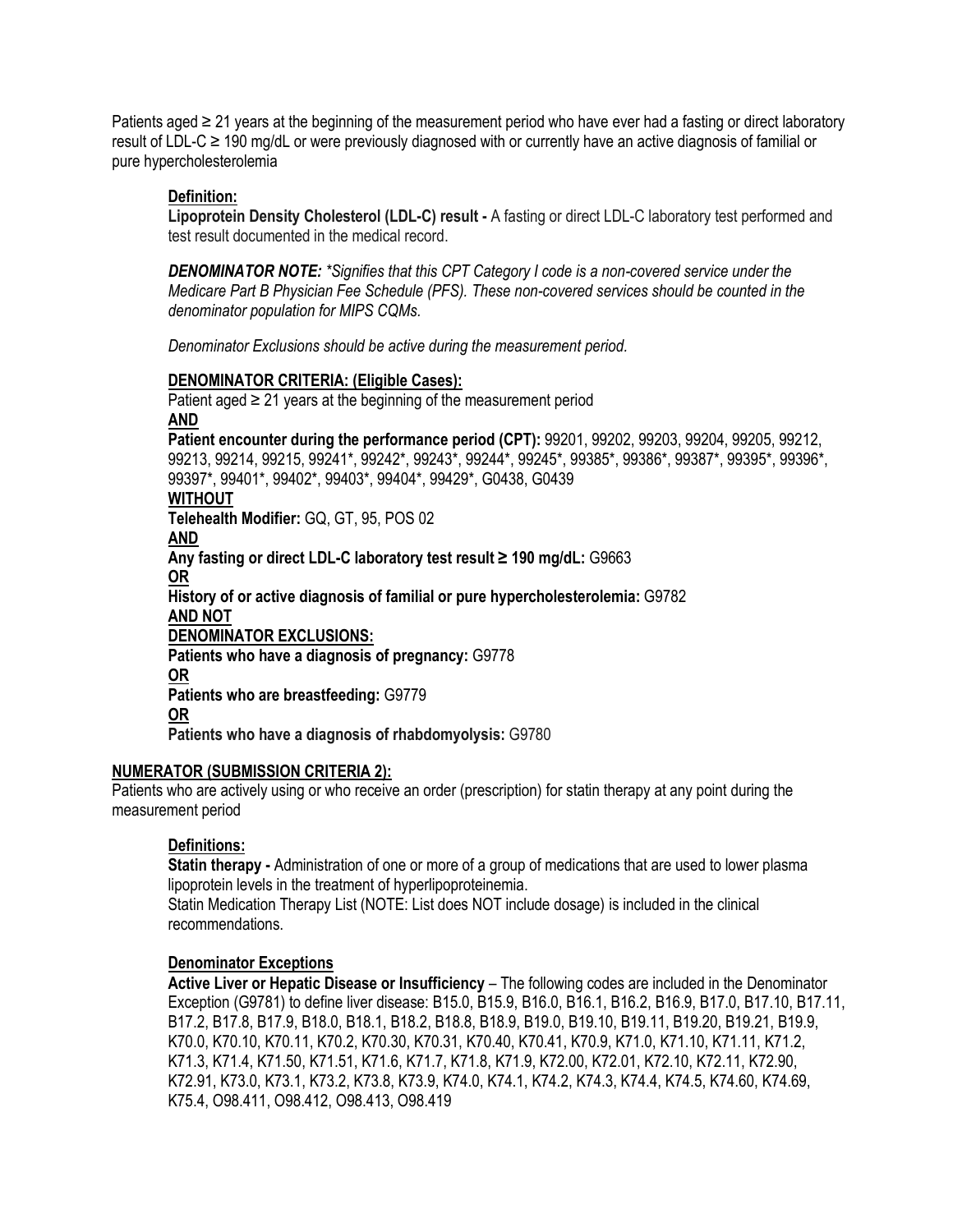Patients aged ≥ 21 years at the beginning of the measurement period who have ever had a fasting or direct laboratory result of LDL-C ≥ 190 mg/dL or were previously diagnosed with or currently have an active diagnosis of familial or pure hypercholesterolemia

**Definition:**

**Lipoprotein Density Cholesterol (LDL-C) result -** A fasting or direct LDL-C laboratory test performed and test result documented in the medical record.

***DENOMINATOR NOTE:*** *\*Signifies that this CPT Category I code is a non-covered service under the Medicare Part B Physician Fee Schedule (PFS). These non-covered services should be counted in the denominator population for MIPS CQMs.*

*Denominator Exclusions should be active during the measurement period.*

**DENOMINATOR CRITERIA: (Eligible Cases):**

Patient aged ≥ 21 years at the beginning of the measurement period

**AND**

**Patient encounter during the performance period (CPT):** 99201, 99202, 99203, 99204, 99205, 99212, 99213, 99214, 99215, 99241*, 99242*, 99243*, 99244*, 99245*, 99385*, 99386*, 99387*, 99395*, 99396*, 99397*, 99401*, 99402*, 99403*, 99404*, 99429*, G0438, G0439

**WITHOUT**

**Telehealth Modifier:** GQ, GT, 95, POS 02

**AND**

**Any fasting or direct LDL-C laboratory test result ≥ 190 mg/dL:** G9663

**OR**

**History of or active diagnosis of familial or pure hypercholesterolemia:** G9782

**AND NOT**

**DENOMINATOR EXCLUSIONS:**

**Patients who have a diagnosis of pregnancy:** G9778

**OR**

**Patients who are breastfeeding:** G9779

**OR**

**Patients who have a diagnosis of rhabdomyolysis:** G9780

**NUMERATOR (SUBMISSION CRITERIA 2):**

Patients who are actively using or who receive an order (prescription) for statin therapy at any point during the measurement period

**Definitions:**

**Statin therapy -** Administration of one or more of a group of medications that are used to lower plasma lipoprotein levels in the treatment of hyperlipoproteinemia.

Statin Medication Therapy List (NOTE: List does NOT include dosage) is included in the clinical recommendations.

**Denominator Exceptions**

**Active Liver or Hepatic Disease or Insufficiency** – The following codes are included in the Denominator Exception (G9781) to define liver disease: B15.0, B15.9, B16.0, B16.1, B16.2, B16.9, B17.0, B17.10, B17.11, B17.2, B17.8, B17.9, B18.0, B18.1, B18.2, B18.8, B18.9, B19.0, B19.10, B19.11, B19.20, B19.21, B19.9, K70.0, K70.10, K70.11, K70.2, K70.30, K70.31, K70.40, K70.41, K70.9, K71.0, K71.10, K71.11, K71.2, K71.3, K71.4, K71.50, K71.51, K71.6, K71.7, K71.8, K71.9, K72.00, K72.01, K72.10, K72.11, K72.90, K72.91, K73.0, K73.1, K73.2, K73.8, K73.9, K74.0, K74.1, K74.2, K74.3, K74.4, K74.5, K74.60, K74.69, K75.4, O98.411, O98.412, O98.413, O98.419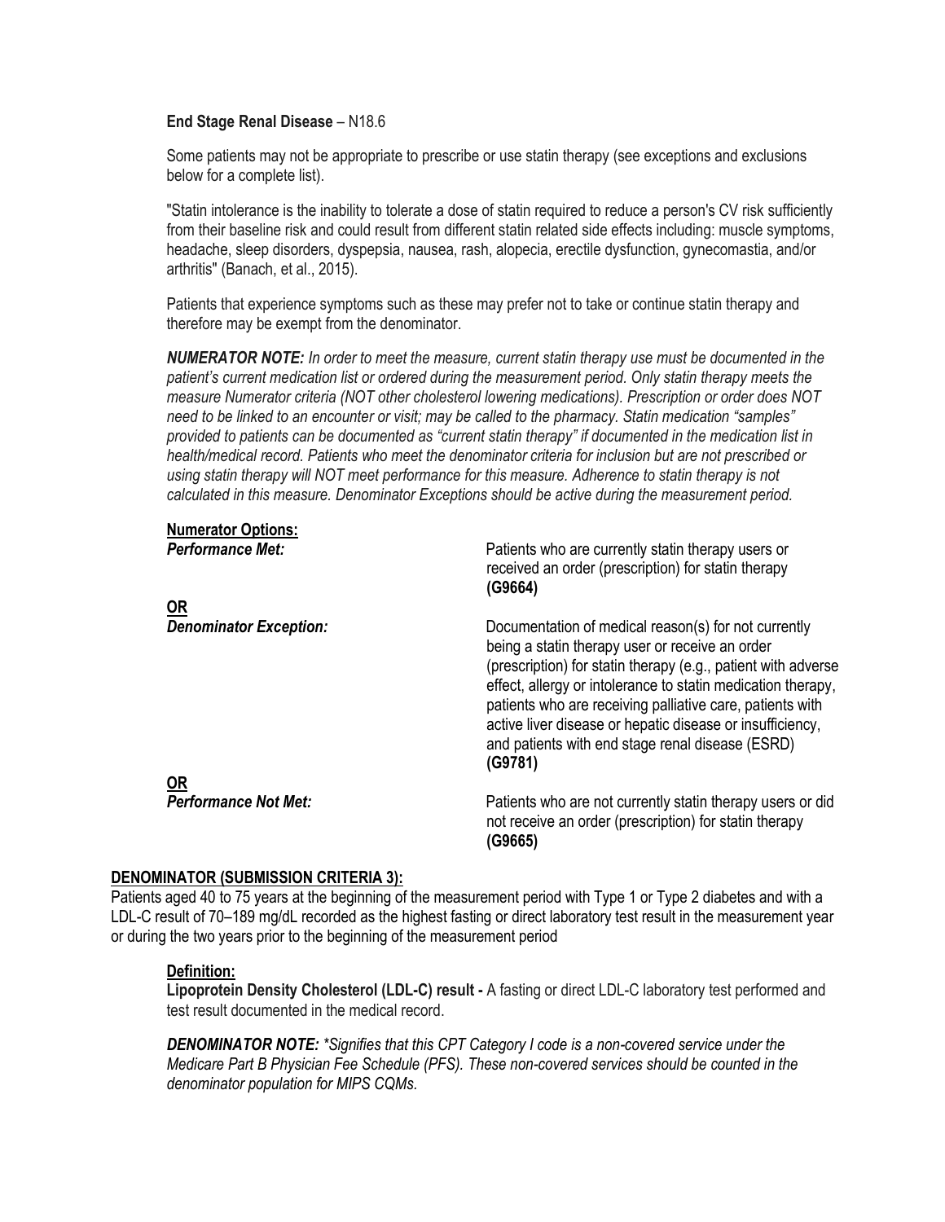**End Stage Renal Disease** – N18.6

Some patients may not be appropriate to prescribe or use statin therapy (see exceptions and exclusions below for a complete list).

"Statin intolerance is the inability to tolerate a dose of statin required to reduce a person's CV risk sufficiently from their baseline risk and could result from different statin related side effects including: muscle symptoms, headache, sleep disorders, dyspepsia, nausea, rash, alopecia, erectile dysfunction, gynecomastia, and/or arthritis" (Banach, et al., 2015).

Patients that experience symptoms such as these may prefer not to take or continue statin therapy and therefore may be exempt from the denominator.

***NUMERATOR NOTE:*** *In order to meet the measure, current statin therapy use must be documented in the patient's current medication list or ordered during the measurement period. Only statin therapy meets the measure Numerator criteria (NOT other cholesterol lowering medications). Prescription or order does NOT need to be linked to an encounter or visit; may be called to the pharmacy. Statin medication "samples" provided to patients can be documented as "current statin therapy" if documented in the medication list in health/medical record. Patients who meet the denominator criteria for inclusion but are not prescribed or using statin therapy will NOT meet performance for this measure. Adherence to statin therapy is not calculated in this measure. Denominator Exceptions should be active during the measurement period.*

**Numerator Options:**

***Performance Met:*** Patients who are currently statin therapy users or received an order (prescription) for statin therapy **(G9664)**

**OR**

***Denominator Exception:*** Documentation of medical reason(s) for not currently being a statin therapy user or receive an order (prescription) for statin therapy (e.g., patient with adverse effect, allergy or intolerance to statin medication therapy, patients who are receiving palliative care, patients with active liver disease or hepatic disease or insufficiency, and patients with end stage renal disease (ESRD) **(G9781)**

**OR**

***Performance Not Met:*** Patients who are not currently statin therapy users or did not receive an order (prescription) for statin therapy **(G9665)**

## DENOMINATOR (SUBMISSION CRITERIA 3):

Patients aged 40 to 75 years at the beginning of the measurement period with Type 1 or Type 2 diabetes and with a LDL-C result of 70–189 mg/dL recorded as the highest fasting or direct laboratory test result in the measurement year or during the two years prior to the beginning of the measurement period

**Definition:**

**Lipoprotein Density Cholesterol (LDL-C) result -** A fasting or direct LDL-C laboratory test performed and test result documented in the medical record.

***DENOMINATOR NOTE:*** *\*Signifies that this CPT Category I code is a non-covered service under the Medicare Part B Physician Fee Schedule (PFS). These non-covered services should be counted in the denominator population for MIPS CQMs.*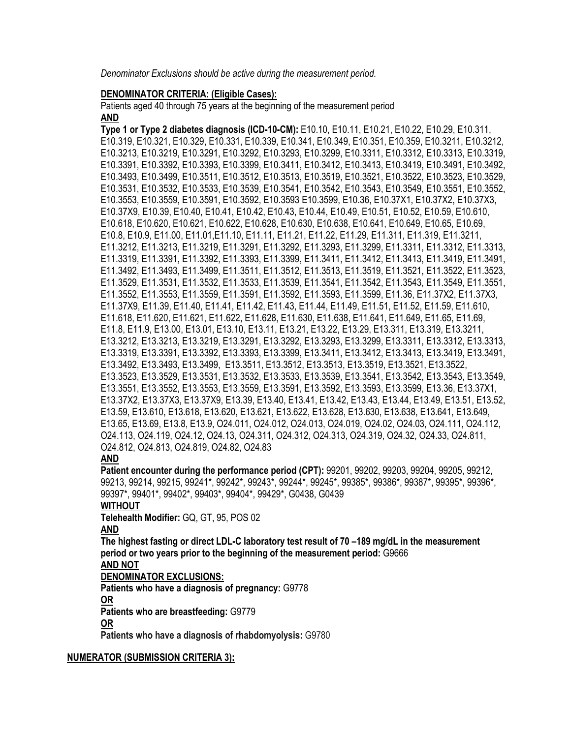*Denominator Exclusions should be active during the measurement period.*

**DENOMINATOR CRITERIA: (Eligible Cases):**

Patients aged 40 through 75 years at the beginning of the measurement period

**AND**

**Type 1 or Type 2 diabetes diagnosis (ICD-10-CM):** E10.10, E10.11, E10.21, E10.22, E10.29, E10.311, E10.319, E10.321, E10.329, E10.331, E10.339, E10.341, E10.349, E10.351, E10.359, E10.3211, E10.3212, E10.3213, E10.3219, E10.3291, E10.3292, E10.3293, E10.3299, E10.3311, E10.3312, E10.3313, E10.3319, E10.3391, E10.3392, E10.3393, E10.3399, E10.3411, E10.3412, E10.3413, E10.3419, E10.3491, E10.3492, E10.3493, E10.3499, E10.3511, E10.3512, E10.3513, E10.3519, E10.3521, E10.3522, E10.3523, E10.3529, E10.3531, E10.3532, E10.3533, E10.3539, E10.3541, E10.3542, E10.3543, E10.3549, E10.3551, E10.3552, E10.3553, E10.3559, E10.3591, E10.3592, E10.3593 E10.3599, E10.36, E10.37X1, E10.37X2, E10.37X3, E10.37X9, E10.39, E10.40, E10.41, E10.42, E10.43, E10.44, E10.49, E10.51, E10.52, E10.59, E10.610, E10.618, E10.620, E10.621, E10.622, E10.628, E10.630, E10.638, E10.641, E10.649, E10.65, E10.69, E10.8, E10.9, E11.00, E11.01,E11.10, E11.11, E11.21, E11.22, E11.29, E11.311, E11.319, E11.3211, E11.3212, E11.3213, E11.3219, E11.3291, E11.3292, E11.3293, E11.3299, E11.3311, E11.3312, E11.3313, E11.3319, E11.3391, E11.3392, E11.3393, E11.3399, E11.3411, E11.3412, E11.3413, E11.3419, E11.3491, E11.3492, E11.3493, E11.3499, E11.3511, E11.3512, E11.3513, E11.3519, E11.3521, E11.3522, E11.3523, E11.3529, E11.3531, E11.3532, E11.3533, E11.3539, E11.3541, E11.3542, E11.3543, E11.3549, E11.3551, E11.3552, E11.3553, E11.3559, E11.3591, E11.3592, E11.3593, E11.3599, E11.36, E11.37X2, E11.37X3, E11.37X9, E11.39, E11.40, E11.41, E11.42, E11.43, E11.44, E11.49, E11.51, E11.52, E11.59, E11.610, E11.618, E11.620, E11.621, E11.622, E11.628, E11.630, E11.638, E11.641, E11.649, E11.65, E11.69, E11.8, E11.9, E13.00, E13.01, E13.10, E13.11, E13.21, E13.22, E13.29, E13.311, E13.319, E13.3211, E13.3212, E13.3213, E13.3219, E13.3291, E13.3292, E13.3293, E13.3299, E13.3311, E13.3312, E13.3313, E13.3319, E13.3391, E13.3392, E13.3393, E13.3399, E13.3411, E13.3412, E13.3413, E13.3419, E13.3491, E13.3492, E13.3493, E13.3499, E13.3511, E13.3512, E13.3513, E13.3519, E13.3521, E13.3522, E13.3523, E13.3529, E13.3531, E13.3532, E13.3533, E13.3539, E13.3541, E13.3542, E13.3543, E13.3549, E13.3551, E13.3552, E13.3553, E13.3559, E13.3591, E13.3592, E13.3593, E13.3599, E13.36, E13.37X1, E13.37X2, E13.37X3, E13.37X9, E13.39, E13.40, E13.41, E13.42, E13.43, E13.44, E13.49, E13.51, E13.52, E13.59, E13.610, E13.618, E13.620, E13.621, E13.622, E13.628, E13.630, E13.638, E13.641, E13.649, E13.65, E13.69, E13.8, E13.9, O24.011, O24.012, O24.013, O24.019, O24.02, O24.03, O24.111, O24.112, O24.113, O24.119, O24.12, O24.13, O24.311, O24.312, O24.313, O24.319, O24.32, O24.33, O24.811, O24.812, O24.813, O24.819, O24.82, O24.83

**AND**

**Patient encounter during the performance period (CPT):** 99201, 99202, 99203, 99204, 99205, 99212, 99213, 99214, 99215, 99241*, 99242*, 99243*, 99244*, 99245*, 99385*, 99386*, 99387*, 99395*, 99396*, 99397*, 99401*, 99402*, 99403*, 99404*, 99429*, G0438, G0439

**WITHOUT**

**Telehealth Modifier:** GQ, GT, 95, POS 02

**AND**

**The highest fasting or direct LDL-C laboratory test result of 70 –189 mg/dL in the measurement period or two years prior to the beginning of the measurement period:** G9666

**AND NOT**

**DENOMINATOR EXCLUSIONS:**

**Patients who have a diagnosis of pregnancy:** G9778

**OR**

**Patients who are breastfeeding:** G9779

**OR**

**Patients who have a diagnosis of rhabdomyolysis:** G9780

**NUMERATOR (SUBMISSION CRITERIA 3):**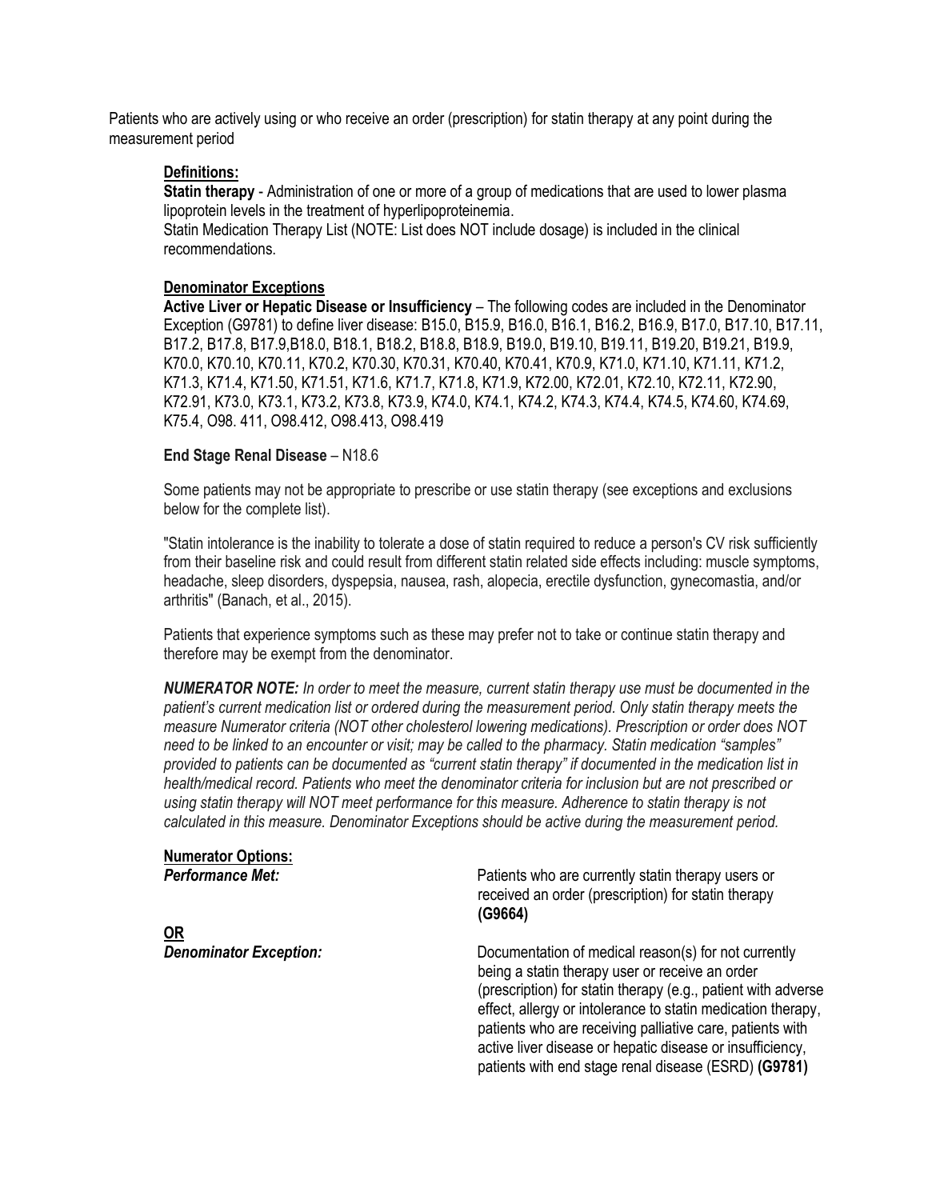Patients who are actively using or who receive an order (prescription) for statin therapy at any point during the measurement period

**Definitions:**

**Statin therapy** - Administration of one or more of a group of medications that are used to lower plasma lipoprotein levels in the treatment of hyperlipoproteinemia.

Statin Medication Therapy List (NOTE: List does NOT include dosage) is included in the clinical recommendations.

**Denominator Exceptions**

**Active Liver or Hepatic Disease or Insufficiency** – The following codes are included in the Denominator Exception (G9781) to define liver disease: B15.0, B15.9, B16.0, B16.1, B16.2, B16.9, B17.0, B17.10, B17.11, B17.2, B17.8, B17.9,B18.0, B18.1, B18.2, B18.8, B18.9, B19.0, B19.10, B19.11, B19.20, B19.21, B19.9, K70.0, K70.10, K70.11, K70.2, K70.30, K70.31, K70.40, K70.41, K70.9, K71.0, K71.10, K71.11, K71.2, K71.3, K71.4, K71.50, K71.51, K71.6, K71.7, K71.8, K71.9, K72.00, K72.01, K72.10, K72.11, K72.90, K72.91, K73.0, K73.1, K73.2, K73.8, K73.9, K74.0, K74.1, K74.2, K74.3, K74.4, K74.5, K74.60, K74.69, K75.4, O98. 411, O98.412, O98.413, O98.419

**End Stage Renal Disease** – N18.6

Some patients may not be appropriate to prescribe or use statin therapy (see exceptions and exclusions below for the complete list).

"Statin intolerance is the inability to tolerate a dose of statin required to reduce a person's CV risk sufficiently from their baseline risk and could result from different statin related side effects including: muscle symptoms, headache, sleep disorders, dyspepsia, nausea, rash, alopecia, erectile dysfunction, gynecomastia, and/or arthritis" (Banach, et al., 2015).

Patients that experience symptoms such as these may prefer not to take or continue statin therapy and therefore may be exempt from the denominator.

***NUMERATOR NOTE:*** *In order to meet the measure, current statin therapy use must be documented in the patient's current medication list or ordered during the measurement period. Only statin therapy meets the measure Numerator criteria (NOT other cholesterol lowering medications). Prescription or order does NOT need to be linked to an encounter or visit; may be called to the pharmacy. Statin medication "samples" provided to patients can be documented as "current statin therapy" if documented in the medication list in health/medical record. Patients who meet the denominator criteria for inclusion but are not prescribed or using statin therapy will NOT meet performance for this measure. Adherence to statin therapy is not calculated in this measure. Denominator Exceptions should be active during the measurement period.*

**Numerator Options:**

***Performance Met:*** Patients who are currently statin therapy users or received an order (prescription) for statin therapy **(G9664)**

**OR**

***Denominator Exception:*** Documentation of medical reason(s) for not currently being a statin therapy user or receive an order (prescription) for statin therapy (e.g., patient with adverse effect, allergy or intolerance to statin medication therapy, patients who are receiving palliative care, patients with active liver disease or hepatic disease or insufficiency, patients with end stage renal disease (ESRD) **(G9781)**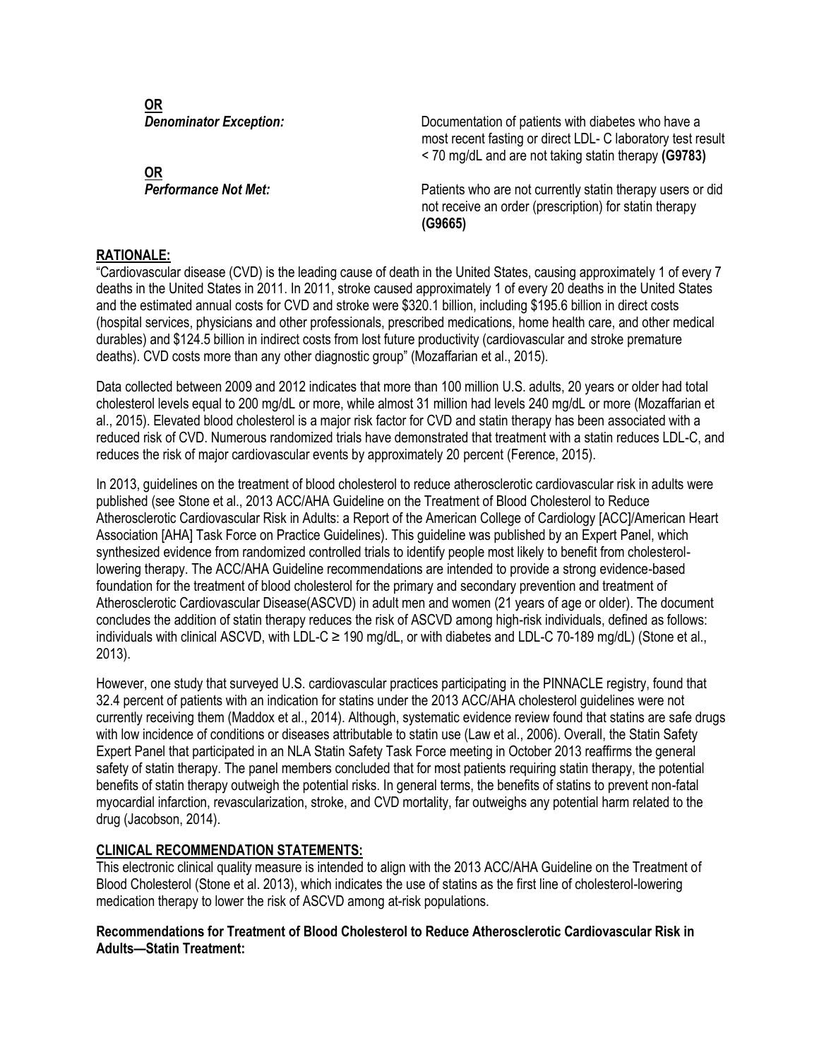**OR**

***Denominator Exception:*** Documentation of patients with diabetes who have a most recent fasting or direct LDL- C laboratory test result < 70 mg/dL and are not taking statin therapy **(G9783)**

**OR**

***Performance Not Met:*** Patients who are not currently statin therapy users or did not receive an order (prescription) for statin therapy **(G9665)**

## RATIONALE:

"Cardiovascular disease (CVD) is the leading cause of death in the United States, causing approximately 1 of every 7 deaths in the United States in 2011. In 2011, stroke caused approximately 1 of every 20 deaths in the United States and the estimated annual costs for CVD and stroke were $320.1 billion, including $195.6 billion in direct costs (hospital services, physicians and other professionals, prescribed medications, home health care, and other medical durables) and $124.5 billion in indirect costs from lost future productivity (cardiovascular and stroke premature deaths). CVD costs more than any other diagnostic group" (Mozaffarian et al., 2015).

Data collected between 2009 and 2012 indicates that more than 100 million U.S. adults, 20 years or older had total cholesterol levels equal to 200 mg/dL or more, while almost 31 million had levels 240 mg/dL or more (Mozaffarian et al., 2015). Elevated blood cholesterol is a major risk factor for CVD and statin therapy has been associated with a reduced risk of CVD. Numerous randomized trials have demonstrated that treatment with a statin reduces LDL-C, and reduces the risk of major cardiovascular events by approximately 20 percent (Ference, 2015).

In 2013, guidelines on the treatment of blood cholesterol to reduce atherosclerotic cardiovascular risk in adults were published (see Stone et al., 2013 ACC/AHA Guideline on the Treatment of Blood Cholesterol to Reduce Atherosclerotic Cardiovascular Risk in Adults: a Report of the American College of Cardiology [ACC]/American Heart Association [AHA] Task Force on Practice Guidelines). This guideline was published by an Expert Panel, which synthesized evidence from randomized controlled trials to identify people most likely to benefit from cholesterol-lowering therapy. The ACC/AHA Guideline recommendations are intended to provide a strong evidence-based foundation for the treatment of blood cholesterol for the primary and secondary prevention and treatment of Atherosclerotic Cardiovascular Disease(ASCVD) in adult men and women (21 years of age or older). The document concludes the addition of statin therapy reduces the risk of ASCVD among high-risk individuals, defined as follows: individuals with clinical ASCVD, with LDL-C ≥ 190 mg/dL, or with diabetes and LDL-C 70-189 mg/dL) (Stone et al., 2013).

However, one study that surveyed U.S. cardiovascular practices participating in the PINNACLE registry, found that 32.4 percent of patients with an indication for statins under the 2013 ACC/AHA cholesterol guidelines were not currently receiving them (Maddox et al., 2014). Although, systematic evidence review found that statins are safe drugs with low incidence of conditions or diseases attributable to statin use (Law et al., 2006). Overall, the Statin Safety Expert Panel that participated in an NLA Statin Safety Task Force meeting in October 2013 reaffirms the general safety of statin therapy. The panel members concluded that for most patients requiring statin therapy, the potential benefits of statin therapy outweigh the potential risks. In general terms, the benefits of statins to prevent non-fatal myocardial infarction, revascularization, stroke, and CVD mortality, far outweighs any potential harm related to the drug (Jacobson, 2014).

## CLINICAL RECOMMENDATION STATEMENTS:

This electronic clinical quality measure is intended to align with the 2013 ACC/AHA Guideline on the Treatment of Blood Cholesterol (Stone et al. 2013), which indicates the use of statins as the first line of cholesterol-lowering medication therapy to lower the risk of ASCVD among at-risk populations.

**Recommendations for Treatment of Blood Cholesterol to Reduce Atherosclerotic Cardiovascular Risk in Adults—Statin Treatment:**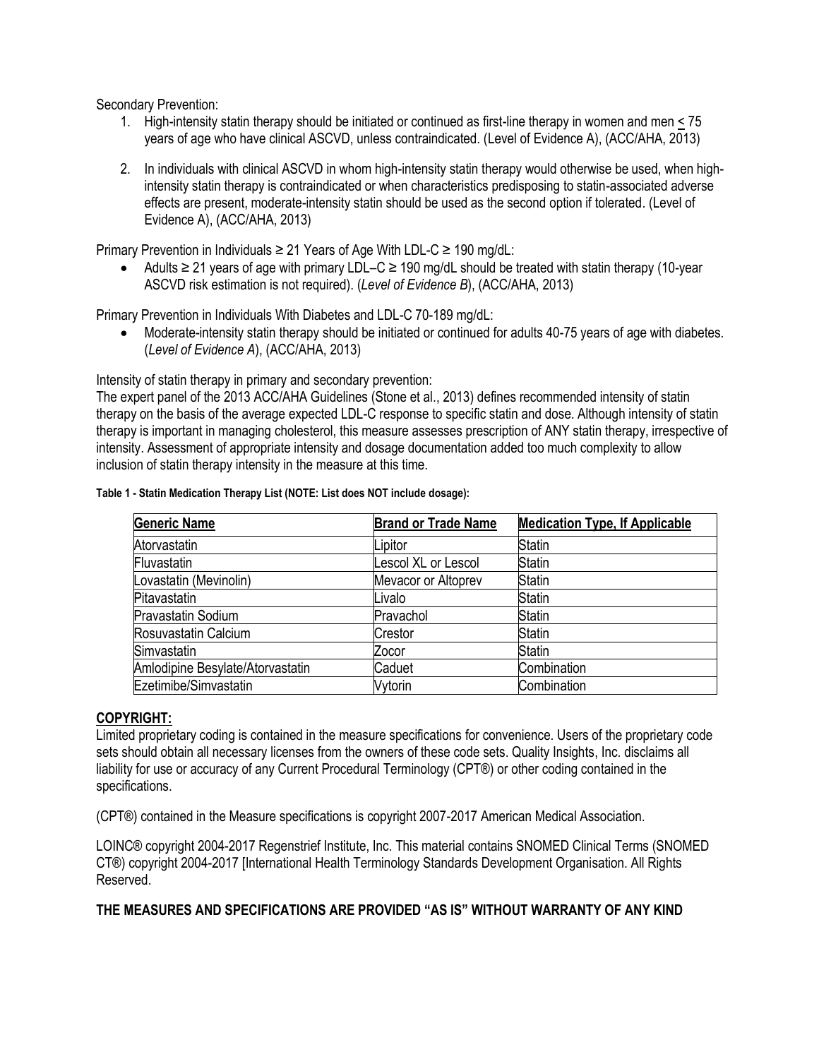Secondary Prevention:

1. High-intensity statin therapy should be initiated or continued as first-line therapy in women and men ≤ 75 years of age who have clinical ASCVD, unless contraindicated. (Level of Evidence A), (ACC/AHA, 2013)

2. In individuals with clinical ASCVD in whom high-intensity statin therapy would otherwise be used, when high-intensity statin therapy is contraindicated or when characteristics predisposing to statin-associated adverse effects are present, moderate-intensity statin should be used as the second option if tolerated. (Level of Evidence A), (ACC/AHA, 2013)

Primary Prevention in Individuals ≥ 21 Years of Age With LDL-C ≥ 190 mg/dL:

- Adults ≥ 21 years of age with primary LDL–C ≥ 190 mg/dL should be treated with statin therapy (10-year ASCVD risk estimation is not required). (*Level of Evidence B*), (ACC/AHA, 2013)

Primary Prevention in Individuals With Diabetes and LDL-C 70-189 mg/dL:

- Moderate-intensity statin therapy should be initiated or continued for adults 40-75 years of age with diabetes. (*Level of Evidence A*), (ACC/AHA, 2013)

Intensity of statin therapy in primary and secondary prevention:
The expert panel of the 2013 ACC/AHA Guidelines (Stone et al., 2013) defines recommended intensity of statin therapy on the basis of the average expected LDL-C response to specific statin and dose. Although intensity of statin therapy is important in managing cholesterol, this measure assesses prescription of ANY statin therapy, irrespective of intensity. Assessment of appropriate intensity and dosage documentation added too much complexity to allow inclusion of statin therapy intensity in the measure at this time.

**Table 1 - Statin Medication Therapy List (NOTE: List does NOT include dosage):**

| Generic Name | Brand or Trade Name | Medication Type, If Applicable |
|---|---|---|
| Atorvastatin | Lipitor | Statin |
| Fluvastatin | Lescol XL or Lescol | Statin |
| Lovastatin (Mevinolin) | Mevacor or Altoprev | Statin |
| Pitavastatin | Livalo | Statin |
| Pravastatin Sodium | Pravachol | Statin |
| Rosuvastatin Calcium | Crestor | Statin |
| Simvastatin | Zocor | Statin |
| Amlodipine Besylate/Atorvastatin | Caduet | Combination |
| Ezetimibe/Simvastatin | Vytorin | Combination |

## COPYRIGHT:

Limited proprietary coding is contained in the measure specifications for convenience. Users of the proprietary code sets should obtain all necessary licenses from the owners of these code sets. Quality Insights, Inc. disclaims all liability for use or accuracy of any Current Procedural Terminology (CPT®) or other coding contained in the specifications.

(CPT®) contained in the Measure specifications is copyright 2007-2017 American Medical Association.

LOINC® copyright 2004-2017 Regenstrief Institute, Inc. This material contains SNOMED Clinical Terms (SNOMED CT®) copyright 2004-2017 [International Health Terminology Standards Development Organisation. All Rights Reserved.

**THE MEASURES AND SPECIFICATIONS ARE PROVIDED "AS IS" WITHOUT WARRANTY OF ANY KIND**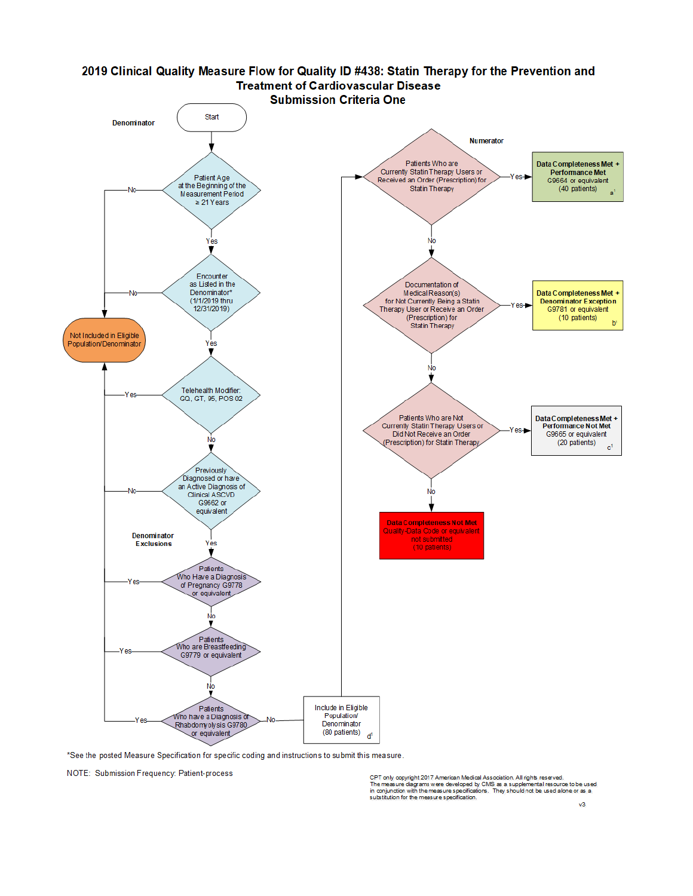# 2019 Clinical Quality Measure Flow for Quality ID #438: Statin Therapy for the Prevention and Treatment of Cardiovascular Disease

## Submission Criteria One

**Denominator**

Start

- Patient Age at the Beginning of the Measurement Period ≥ 21 Years
  - No → Not Included in Eligible Population/Denominator
  - Yes → Encounter as Listed in the Denominator* (1/1/2019 thru 12/31/2019)
- Encounter as Listed in the Denominator* (1/1/2019 thru 12/31/2019)
  - No → Not Included in Eligible Population/Denominator
  - Yes → Telehealth Modifier: GQ, GT, 95, POS 02
- Telehealth Modifier: GQ, GT, 95, POS 02
  - Yes → Not Included in Eligible Population/Denominator
  - No → Previously Diagnosed or have an Active Diagnosis of Clinical ASCVD G9662 or equivalent
- Previously Diagnosed or have an Active Diagnosis of Clinical ASCVD G9662 or equivalent
  - No → Not Included in Eligible Population/Denominator
  - Yes → Patients Who Have a Diagnosis of Pregnancy G9778 or equivalent

**Denominator Exclusions**

- Patients Who Have a Diagnosis of Pregnancy G9778 or equivalent
  - Yes → Not Included in Eligible Population/Denominator
  - No → Patients Who are Breastfeeding G9779 or equivalent
- Patients Who are Breastfeeding G9779 or equivalent
  - Yes → Not Included in Eligible Population/Denominator
  - No → Patients Who have a Diagnosis of Rhabdomyolysis G9780 or equivalent
- Patients Who have a Diagnosis of Rhabdomyolysis G9780 or equivalent
  - Yes → Not Included in Eligible Population/Denominator
  - No → Include in Eligible Population/Denominator (80 patients) d[1]

**Numerator**

- Patients Who are Currently Statin Therapy Users or Received an Order (Prescription) for Statin Therapy
  - Yes → **Data Completeness Met + Performance Met** G9664 or equivalent (40 patients) a[1]
  - No → Documentation of Medical Reason(s) for Not Currently Being a Statin Therapy User or Receive an Order (Prescription) for Statin Therapy
- Documentation of Medical Reason(s) for Not Currently Being a Statin Therapy User or Receive an Order (Prescription) for Statin Therapy
  - Yes → **Data Completeness Met + Denominator Exception** G9781 or equivalent (10 patients) b[1]
  - No → Patients Who are Not Currently Statin Therapy Users or Did Not Receive an Order (Prescription) for Statin Therapy
- Patients Who are Not Currently Statin Therapy Users or Did Not Receive an Order (Prescription) for Statin Therapy
  - Yes → **Data Completeness Met + Performance Not Met** G9665 or equivalent (20 patients) c[1]
  - No → **Data Completeness Not Met** Quality-Data Code or equivalent not submitted (10 patients)

*See the posted Measure Specification for specific coding and instructions to submit this measure.

NOTE: Submission Frequency: Patient-process

CPT only copyright 2017 American Medical Association. All rights reserved.
The measure diagrams were developed by CMS as a supplemental resource to be used in conjunction with the measure specifications. They should not be used alone or as a substitution for the measure specification.

v3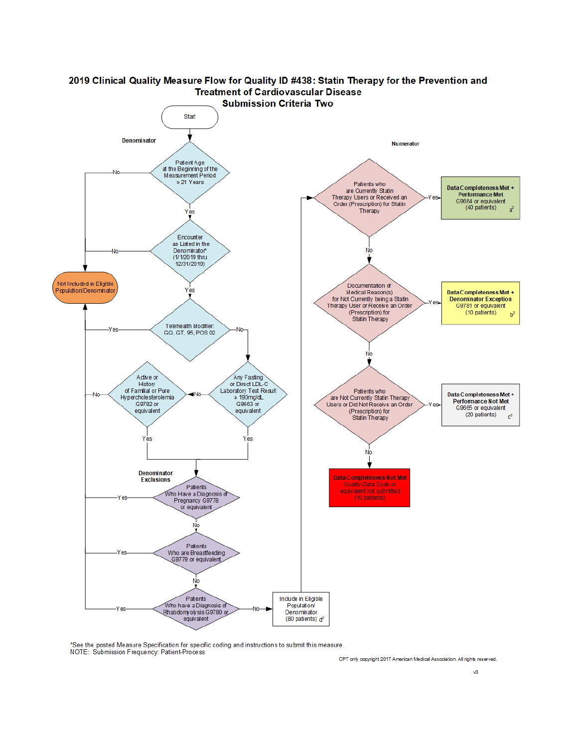# 2019 Clinical Quality Measure Flow for Quality ID #438: Statin Therapy for the Prevention and Treatment of Cardiovascular Disease

## Submission Criteria Two

Start

**Denominator**

- Patient Age at the Beginning of the Measurement Period ≥ 21 Years
  - No → Not Included in Eligible Population/Denominator
  - Yes → Encounter as Listed in the Denominator* (1/1/2019 thru 12/31/2019)
- Encounter as Listed in the Denominator* (1/1/2019 thru 12/31/2019)
  - No → Not Included in Eligible Population/Denominator
  - Yes → Telehealth Modifier: GQ, GT, 95, POS 02
- Telehealth Modifier: GQ, GT, 95, POS 02
  - Yes → Not Included in Eligible Population/Denominator
  - No → Any Fasting or Direct LDL-C Laboratory Test Result ≥ 190mg/dL G9663 or equivalent
- Any Fasting or Direct LDL-C Laboratory Test Result ≥ 190mg/dL G9663 or equivalent
  - Yes → Denominator Exclusions
  - No → Active or History of Familial or Pure Hypercholesterolemia G9782 or equivalent
- Active or History of Familial or Pure Hypercholesterolemia G9782 or equivalent
  - Yes → Denominator Exclusions
  - No → Not Included in Eligible Population/Denominator

**Denominator Exclusions**

- Patients Who Have a Diagnosis of Pregnancy G9778 or equivalent
  - Yes → Not Included in Eligible Population/Denominator
  - No → Patients Who are Breastfeeding G9779 or equivalent
- Patients Who are Breastfeeding G9779 or equivalent
  - Yes → Not Included in Eligible Population/Denominator
  - No → Patients Who have a Diagnosis of Rhabdomyolysis G9780 or equivalent
- Patients Who have a Diagnosis of Rhabdomyolysis G9780 or equivalent
  - Yes → Not Included in Eligible Population/Denominator
  - No → Include in Eligible Population/Denominator (80 patients) d[2]

**Numerator**

- Patients who are Currently Statin Therapy Users or Received an Order (Prescription) for Statin Therapy
  - Yes → **Data Completeness Met + Performance Met** G9664 or equivalent (40 patients) a[2]
  - No → Documentation of Medical Reason(s) for Not Currently being a Statin Therapy User or Receive an Order (Prescription) for Statin Therapy
- Documentation of Medical Reason(s) for Not Currently being a Statin Therapy User or Receive an Order (Prescription) for Statin Therapy
  - Yes → **Data Completeness Met + Denominator Exception** G9781 or equivalent (10 patients) b[2]
  - No → Patients who are Not Currently Statin Therapy Users or Did Not Receive an Order (Prescription) for Statin Therapy
- Patients who are Not Currently Statin Therapy Users or Did Not Receive an Order (Prescription) for Statin Therapy
  - Yes → **Data Completeness Met + Performance Not Met** G9665 or equivalent (20 patients) c[2]
  - No → **Data Completeness Not Met** Quality-Data Code or equivalent not submitted (10 patients)

*See the posted Measure Specification for specific coding and instructions to submit this measure.

NOTE: Submission Frequency: Patient-Process

CPT only copyright 2017 American Medical Association. All rights reserved.

v3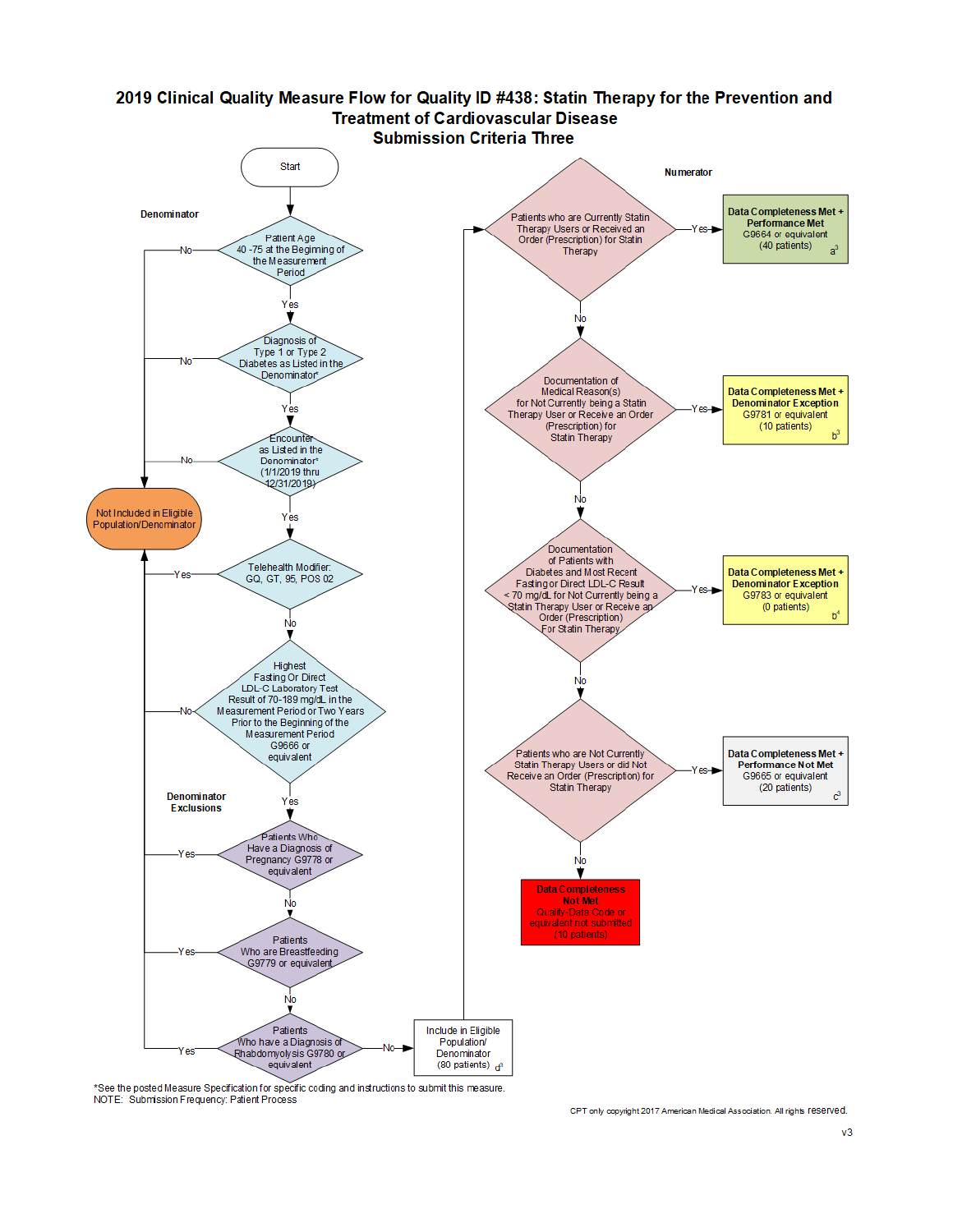# 2019 Clinical Quality Measure Flow for Quality ID #438: Statin Therapy for the Prevention and Treatment of Cardiovascular Disease

## Submission Criteria Three

**Denominator**

- Start
- Patient Age 40 -75 at the Beginning of the Measurement Period
  - No → Not Included in Eligible Population/Denominator
  - Yes ↓
- Diagnosis of Type 1 or Type 2 Diabetes as Listed in the Denominator*
  - No → Not Included in Eligible Population/Denominator
  - Yes ↓
- Encounter as Listed in the Denominator* (1/1/2019 thru 12/31/2019)
  - No → Not Included in Eligible Population/Denominator
  - Yes ↓
- Telehealth Modifier: GQ, GT, 95, POS 02
  - Yes → Not Included in Eligible Population/Denominator
  - No ↓
- Highest Fasting Or Direct LDL-C Laboratory Test Result of 70-189 mg/dL in the Measurement Period or Two Years Prior to the Beginning of the Measurement Period G9666 or equivalent
  - No → Not Included in Eligible Population/Denominator
  - Yes ↓

**Denominator Exclusions**

- Patients Who Have a Diagnosis of Pregnancy G9778 or equivalent
  - Yes → Not Included in Eligible Population/Denominator
  - No ↓
- Patients Who are Breastfeeding G9779 or equivalent
  - Yes → Not Included in Eligible Population/Denominator
  - No ↓
- Patients Who have a Diagnosis of Rhabdomyolysis G9780 or equivalent
  - Yes → Not Included in Eligible Population/Denominator
  - No → Include in Eligible Population/ Denominator (80 patients) d[3]

**Numerator**

- Patients who are Currently Statin Therapy Users or Received an Order (Prescription) for Statin Therapy
  - Yes → **Data Completeness Met + Performance Met** G9664 or equivalent (40 patients) a[3]
  - No ↓
- Documentation of Medical Reason(s) for Not Currently being a Statin Therapy User or Receive an Order (Prescription) for Statin Therapy
  - Yes → **Data Completeness Met + Denominator Exception** G9781 or equivalent (10 patients) b[3]
  - No ↓
- Documentation of Patients with Diabetes and Most Recent Fasting or Direct LDL-C Result < 70 mg/dL for Not Currently being a Statin Therapy User or Receive an Order (Prescription) For Statin Therapy
  - Yes → **Data Completeness Met + Denominator Exception** G9783 or equivalent (0 patients) b[4]
  - No ↓
- Patients who are Not Currently Statin Therapy Users or did Not Receive an Order (Prescription) for Statin Therapy
  - Yes → **Data Completeness Met + Performance Not Met** G9665 or equivalent (20 patients) c[3]
  - No → **Data Completeness Not Met** Quality-Data Code or equivalent not submitted (10 patients)

*See the posted Measure Specification for specific coding and instructions to submit this measure.
NOTE: Submission Frequency: Patient Process

CPT only copyright 2017 American Medical Association. All rights reserved.

v3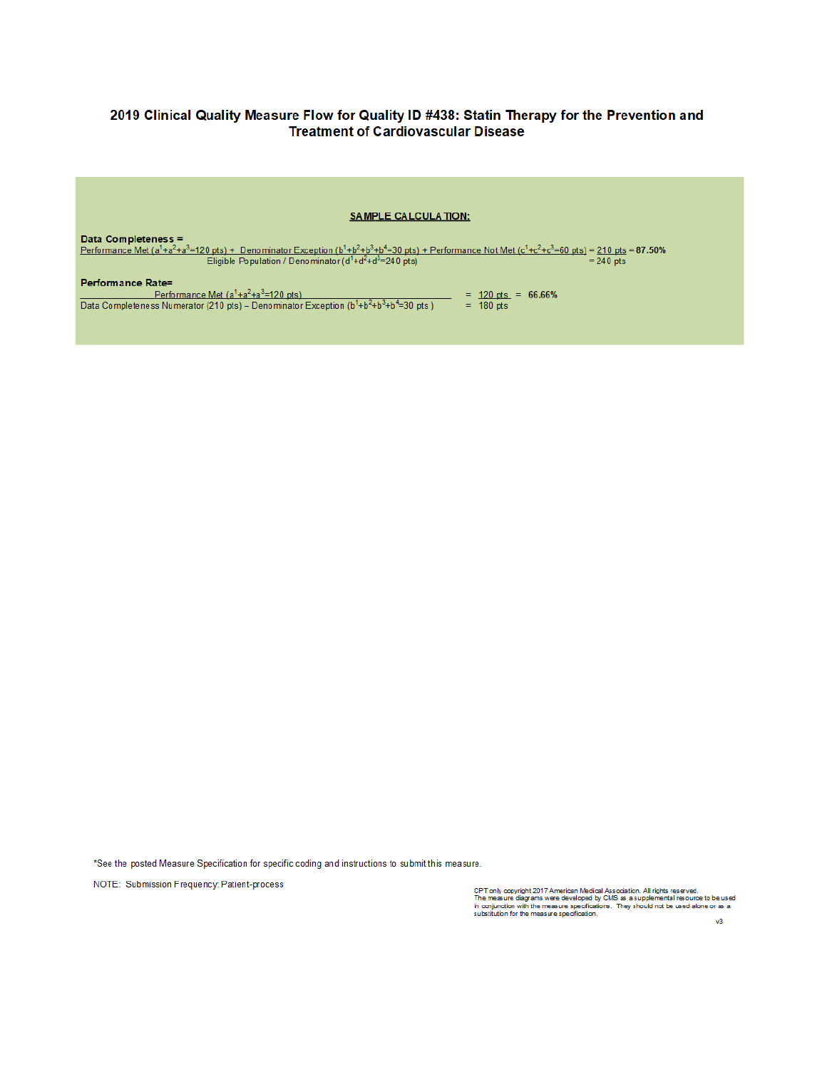# 2019 Clinical Quality Measure Flow for Quality ID #438: Statin Therapy for the Prevention and Treatment of Cardiovascular Disease

**SAMPLE CALCULATION:**

**Data Completeness =**

$$\frac{\text{Performance Met } (a^1+a^2+a^3=120 \text{ pts}) + \text{Denominator Exception } (b^1+b^2+b^3+b^4=30 \text{ pts}) + \text{Performance Not Met } (c^1+c^2+c^3=60 \text{ pts})}{\text{Eligible Population / Denominator } (d^1+d^2+d^3=240 \text{ pts})} = \frac{210 \text{ pts}}{240 \text{ pts}} = \textbf{87.50\%}$$

**Performance Rate=**

$$\frac{\text{Performance Met } (a^1+a^2+a^3=120 \text{ pts})}{\text{Data Completeness Numerator (210 pts)} - \text{Denominator Exception } (b^1+b^2+b^3+b^4=30 \text{ pts})} = \frac{120 \text{ pts}}{180 \text{ pts}} = \textbf{66.66\%}$$

*See the posted Measure Specification for specific coding and instructions to submit this measure.

NOTE: Submission Frequency: Patient-process

CPT only copyright 2017 American Medical Association. All rights reserved.
The measure diagrams were developed by CMS as a supplemental resource to be used in conjunction with the measure specifications. They should not be used alone or as a substitution for the measure specification.

v3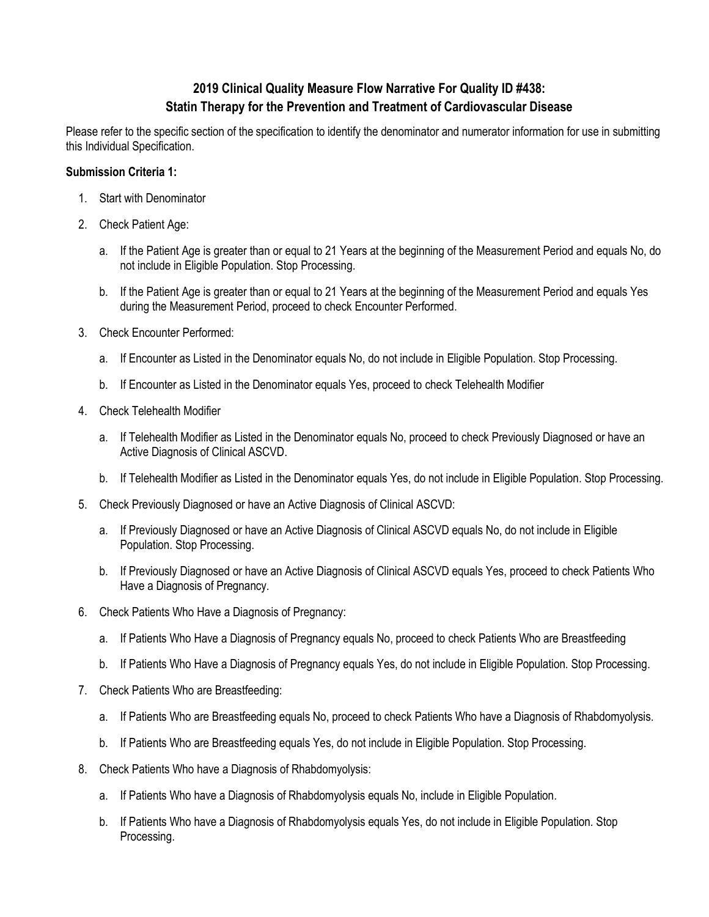## 2019 Clinical Quality Measure Flow Narrative For Quality ID #438: Statin Therapy for the Prevention and Treatment of Cardiovascular Disease

Please refer to the specific section of the specification to identify the denominator and numerator information for use in submitting this Individual Specification.

**Submission Criteria 1:**

1. Start with Denominator
2. Check Patient Age:
   a. If the Patient Age is greater than or equal to 21 Years at the beginning of the Measurement Period and equals No, do not include in Eligible Population. Stop Processing.
   b. If the Patient Age is greater than or equal to 21 Years at the beginning of the Measurement Period and equals Yes during the Measurement Period, proceed to check Encounter Performed.
3. Check Encounter Performed:
   a. If Encounter as Listed in the Denominator equals No, do not include in Eligible Population. Stop Processing.
   b. If Encounter as Listed in the Denominator equals Yes, proceed to check Telehealth Modifier
4. Check Telehealth Modifier
   a. If Telehealth Modifier as Listed in the Denominator equals No, proceed to check Previously Diagnosed or have an Active Diagnosis of Clinical ASCVD.
   b. If Telehealth Modifier as Listed in the Denominator equals Yes, do not include in Eligible Population. Stop Processing.
5. Check Previously Diagnosed or have an Active Diagnosis of Clinical ASCVD:
   a. If Previously Diagnosed or have an Active Diagnosis of Clinical ASCVD equals No, do not include in Eligible Population. Stop Processing.
   b. If Previously Diagnosed or have an Active Diagnosis of Clinical ASCVD equals Yes, proceed to check Patients Who Have a Diagnosis of Pregnancy.
6. Check Patients Who Have a Diagnosis of Pregnancy:
   a. If Patients Who Have a Diagnosis of Pregnancy equals No, proceed to check Patients Who are Breastfeeding
   b. If Patients Who Have a Diagnosis of Pregnancy equals Yes, do not include in Eligible Population. Stop Processing.
7. Check Patients Who are Breastfeeding:
   a. If Patients Who are Breastfeeding equals No, proceed to check Patients Who have a Diagnosis of Rhabdomyolysis.
   b. If Patients Who are Breastfeeding equals Yes, do not include in Eligible Population. Stop Processing.
8. Check Patients Who have a Diagnosis of Rhabdomyolysis:
   a. If Patients Who have a Diagnosis of Rhabdomyolysis equals No, include in Eligible Population.
   b. If Patients Who have a Diagnosis of Rhabdomyolysis equals Yes, do not include in Eligible Population. Stop Processing.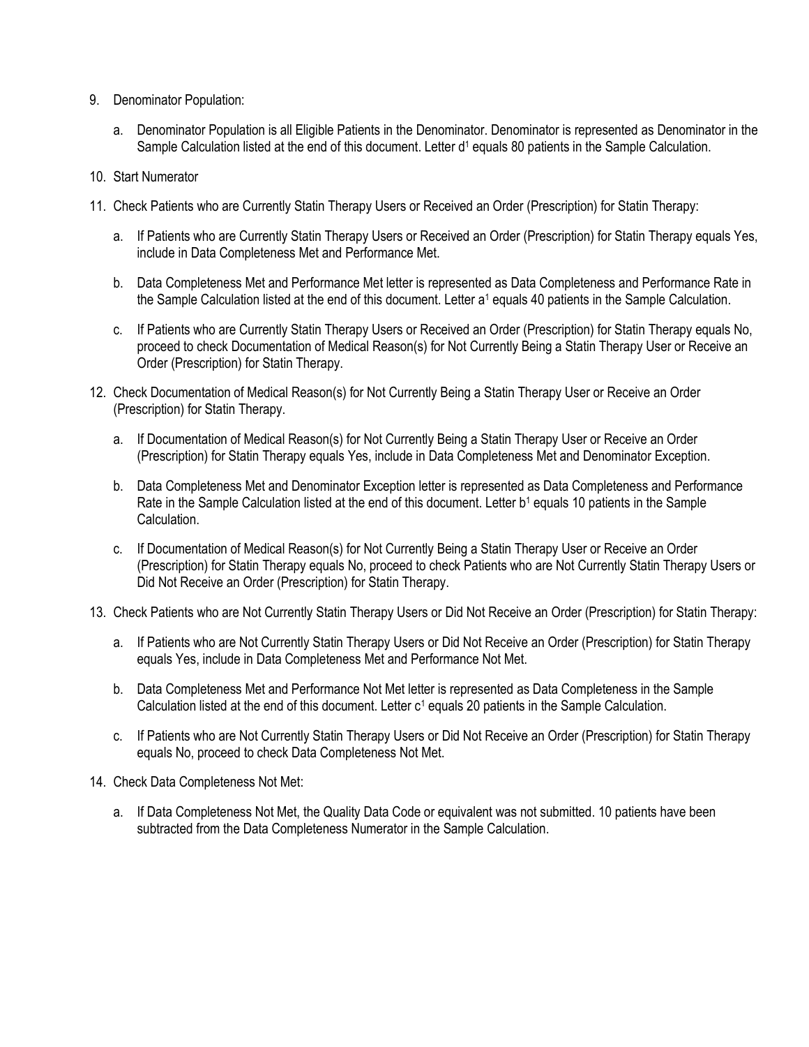9. Denominator Population:

   a. Denominator Population is all Eligible Patients in the Denominator. Denominator is represented as Denominator in the Sample Calculation listed at the end of this document. Letter $d^1$ equals 80 patients in the Sample Calculation.

10. Start Numerator

11. Check Patients who are Currently Statin Therapy Users or Received an Order (Prescription) for Statin Therapy:

    a. If Patients who are Currently Statin Therapy Users or Received an Order (Prescription) for Statin Therapy equals Yes, include in Data Completeness Met and Performance Met.

    b. Data Completeness Met and Performance Met letter is represented as Data Completeness and Performance Rate in the Sample Calculation listed at the end of this document. Letter $a^1$ equals 40 patients in the Sample Calculation.

    c. If Patients who are Currently Statin Therapy Users or Received an Order (Prescription) for Statin Therapy equals No, proceed to check Documentation of Medical Reason(s) for Not Currently Being a Statin Therapy User or Receive an Order (Prescription) for Statin Therapy.

12. Check Documentation of Medical Reason(s) for Not Currently Being a Statin Therapy User or Receive an Order (Prescription) for Statin Therapy.

    a. If Documentation of Medical Reason(s) for Not Currently Being a Statin Therapy User or Receive an Order (Prescription) for Statin Therapy equals Yes, include in Data Completeness Met and Denominator Exception.

    b. Data Completeness Met and Denominator Exception letter is represented as Data Completeness and Performance Rate in the Sample Calculation listed at the end of this document. Letter $b^1$ equals 10 patients in the Sample Calculation.

    c. If Documentation of Medical Reason(s) for Not Currently Being a Statin Therapy User or Receive an Order (Prescription) for Statin Therapy equals No, proceed to check Patients who are Not Currently Statin Therapy Users or Did Not Receive an Order (Prescription) for Statin Therapy.

13. Check Patients who are Not Currently Statin Therapy Users or Did Not Receive an Order (Prescription) for Statin Therapy:

    a. If Patients who are Not Currently Statin Therapy Users or Did Not Receive an Order (Prescription) for Statin Therapy equals Yes, include in Data Completeness Met and Performance Not Met.

    b. Data Completeness Met and Performance Not Met letter is represented as Data Completeness in the Sample Calculation listed at the end of this document. Letter $c^1$ equals 20 patients in the Sample Calculation.

    c. If Patients who are Not Currently Statin Therapy Users or Did Not Receive an Order (Prescription) for Statin Therapy equals No, proceed to check Data Completeness Not Met.

14. Check Data Completeness Not Met:

    a. If Data Completeness Not Met, the Quality Data Code or equivalent was not submitted. 10 patients have been subtracted from the Data Completeness Numerator in the Sample Calculation.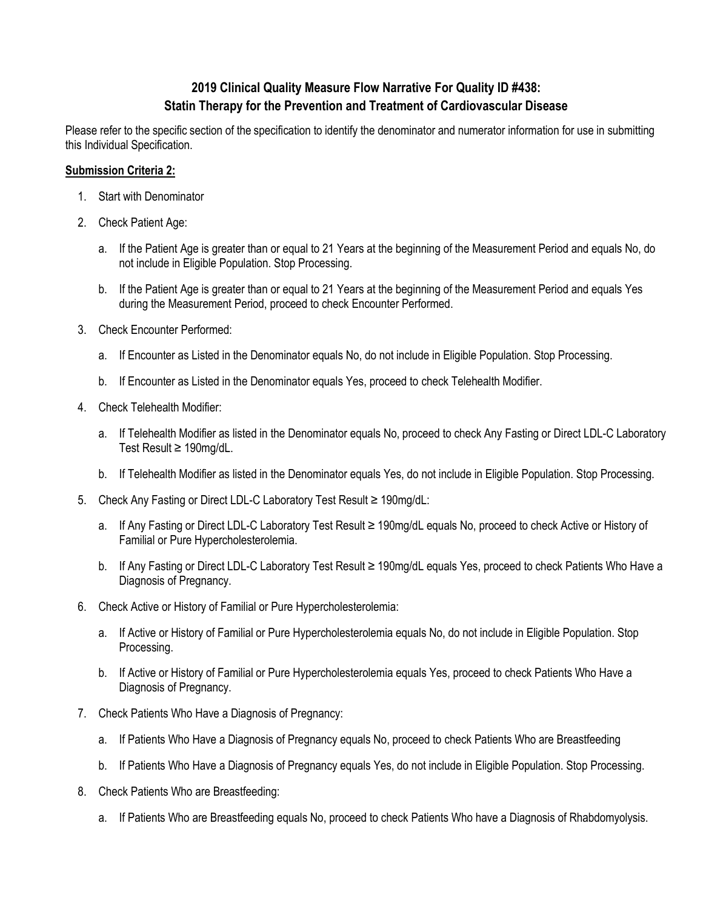# 2019 Clinical Quality Measure Flow Narrative For Quality ID #438: Statin Therapy for the Prevention and Treatment of Cardiovascular Disease

Please refer to the specific section of the specification to identify the denominator and numerator information for use in submitting this Individual Specification.

**Submission Criteria 2:**

1. Start with Denominator
2. Check Patient Age:
   a. If the Patient Age is greater than or equal to 21 Years at the beginning of the Measurement Period and equals No, do not include in Eligible Population. Stop Processing.
   b. If the Patient Age is greater than or equal to 21 Years at the beginning of the Measurement Period and equals Yes during the Measurement Period, proceed to check Encounter Performed.
3. Check Encounter Performed:
   a. If Encounter as Listed in the Denominator equals No, do not include in Eligible Population. Stop Processing.
   b. If Encounter as Listed in the Denominator equals Yes, proceed to check Telehealth Modifier.
4. Check Telehealth Modifier:
   a. If Telehealth Modifier as listed in the Denominator equals No, proceed to check Any Fasting or Direct LDL-C Laboratory Test Result ≥ 190mg/dL.
   b. If Telehealth Modifier as listed in the Denominator equals Yes, do not include in Eligible Population. Stop Processing.
5. Check Any Fasting or Direct LDL-C Laboratory Test Result ≥ 190mg/dL:
   a. If Any Fasting or Direct LDL-C Laboratory Test Result ≥ 190mg/dL equals No, proceed to check Active or History of Familial or Pure Hypercholesterolemia.
   b. If Any Fasting or Direct LDL-C Laboratory Test Result ≥ 190mg/dL equals Yes, proceed to check Patients Who Have a Diagnosis of Pregnancy.
6. Check Active or History of Familial or Pure Hypercholesterolemia:
   a. If Active or History of Familial or Pure Hypercholesterolemia equals No, do not include in Eligible Population. Stop Processing.
   b. If Active or History of Familial or Pure Hypercholesterolemia equals Yes, proceed to check Patients Who Have a Diagnosis of Pregnancy.
7. Check Patients Who Have a Diagnosis of Pregnancy:
   a. If Patients Who Have a Diagnosis of Pregnancy equals No, proceed to check Patients Who are Breastfeeding
   b. If Patients Who Have a Diagnosis of Pregnancy equals Yes, do not include in Eligible Population. Stop Processing.
8. Check Patients Who are Breastfeeding:
   a. If Patients Who are Breastfeeding equals No, proceed to check Patients Who have a Diagnosis of Rhabdomyolysis.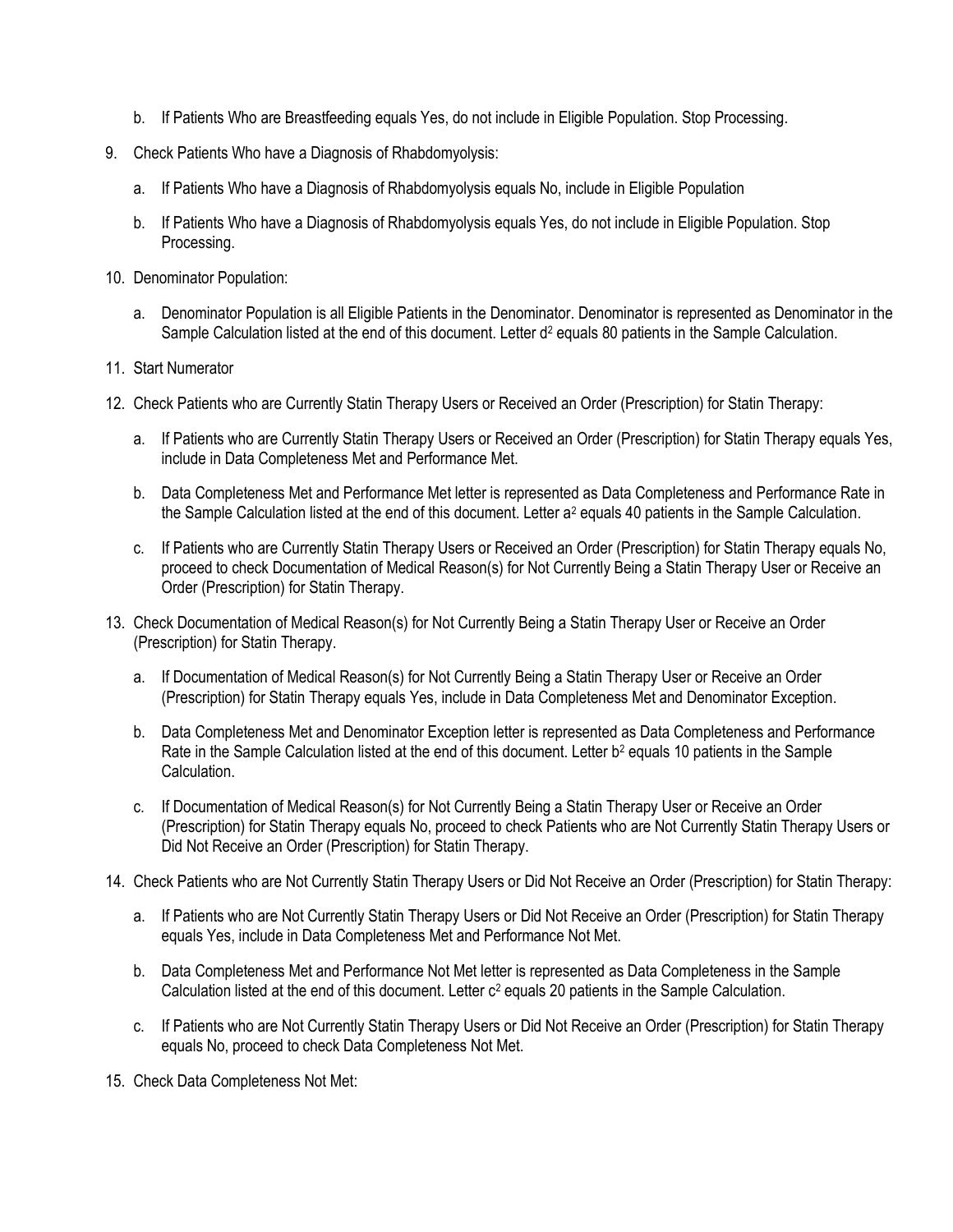b. If Patients Who are Breastfeeding equals Yes, do not include in Eligible Population. Stop Processing.

9. Check Patients Who have a Diagnosis of Rhabdomyolysis:

   a. If Patients Who have a Diagnosis of Rhabdomyolysis equals No, include in Eligible Population

   b. If Patients Who have a Diagnosis of Rhabdomyolysis equals Yes, do not include in Eligible Population. Stop Processing.

10. Denominator Population:

    a. Denominator Population is all Eligible Patients in the Denominator. Denominator is represented as Denominator in the Sample Calculation listed at the end of this document. Letter $d^2$ equals 80 patients in the Sample Calculation.

11. Start Numerator

12. Check Patients who are Currently Statin Therapy Users or Received an Order (Prescription) for Statin Therapy:

    a. If Patients who are Currently Statin Therapy Users or Received an Order (Prescription) for Statin Therapy equals Yes, include in Data Completeness Met and Performance Met.

    b. Data Completeness Met and Performance Met letter is represented as Data Completeness and Performance Rate in the Sample Calculation listed at the end of this document. Letter $a^2$ equals 40 patients in the Sample Calculation.

    c. If Patients who are Currently Statin Therapy Users or Received an Order (Prescription) for Statin Therapy equals No, proceed to check Documentation of Medical Reason(s) for Not Currently Being a Statin Therapy User or Receive an Order (Prescription) for Statin Therapy.

13. Check Documentation of Medical Reason(s) for Not Currently Being a Statin Therapy User or Receive an Order (Prescription) for Statin Therapy.

    a. If Documentation of Medical Reason(s) for Not Currently Being a Statin Therapy User or Receive an Order (Prescription) for Statin Therapy equals Yes, include in Data Completeness Met and Denominator Exception.

    b. Data Completeness Met and Denominator Exception letter is represented as Data Completeness and Performance Rate in the Sample Calculation listed at the end of this document. Letter $b^2$ equals 10 patients in the Sample Calculation.

    c. If Documentation of Medical Reason(s) for Not Currently Being a Statin Therapy User or Receive an Order (Prescription) for Statin Therapy equals No, proceed to check Patients who are Not Currently Statin Therapy Users or Did Not Receive an Order (Prescription) for Statin Therapy.

14. Check Patients who are Not Currently Statin Therapy Users or Did Not Receive an Order (Prescription) for Statin Therapy:

    a. If Patients who are Not Currently Statin Therapy Users or Did Not Receive an Order (Prescription) for Statin Therapy equals Yes, include in Data Completeness Met and Performance Not Met.

    b. Data Completeness Met and Performance Not Met letter is represented as Data Completeness in the Sample Calculation listed at the end of this document. Letter $c^2$ equals 20 patients in the Sample Calculation.

    c. If Patients who are Not Currently Statin Therapy Users or Did Not Receive an Order (Prescription) for Statin Therapy equals No, proceed to check Data Completeness Not Met.

15. Check Data Completeness Not Met: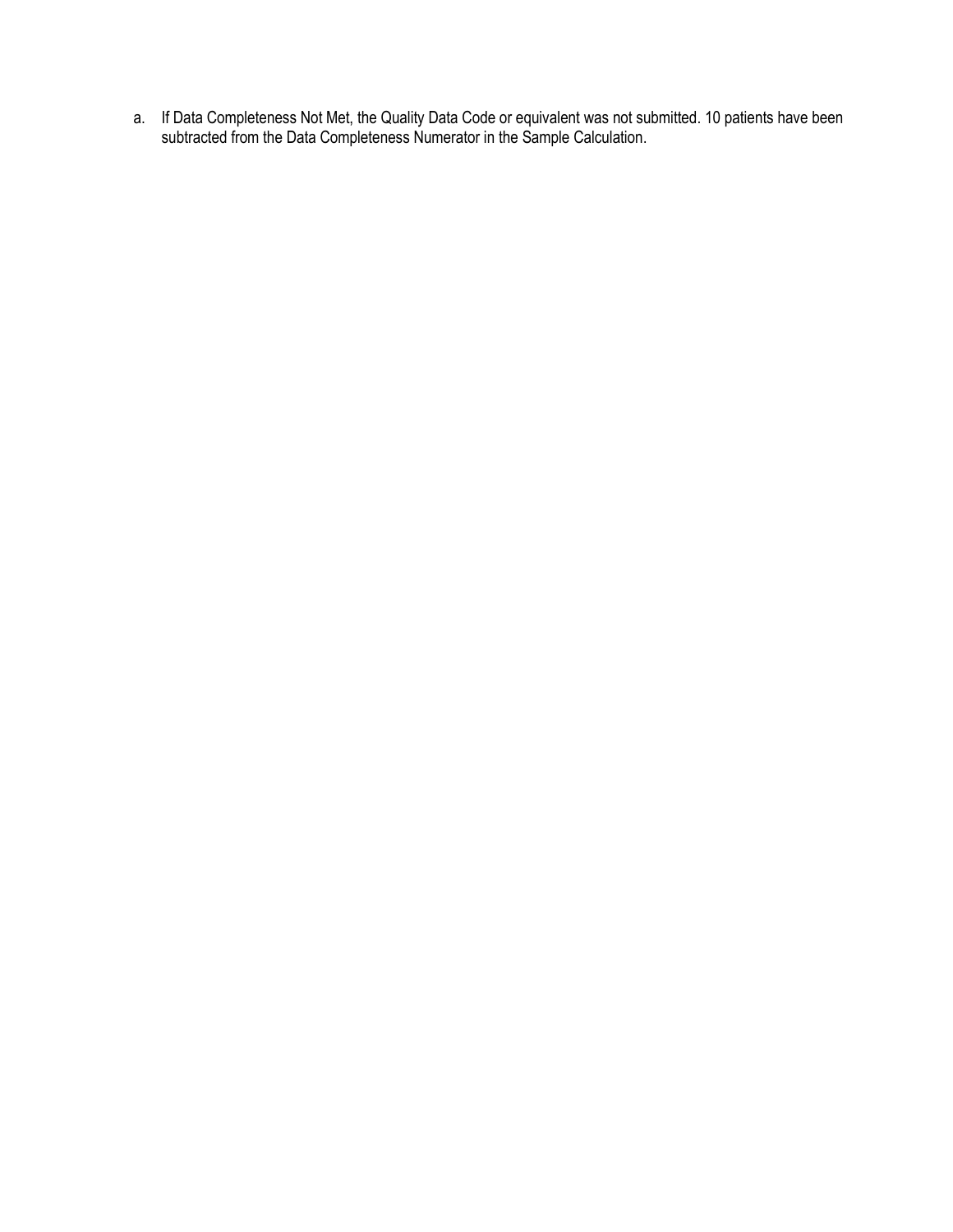a. If Data Completeness Not Met, the Quality Data Code or equivalent was not submitted. 10 patients have been subtracted from the Data Completeness Numerator in the Sample Calculation.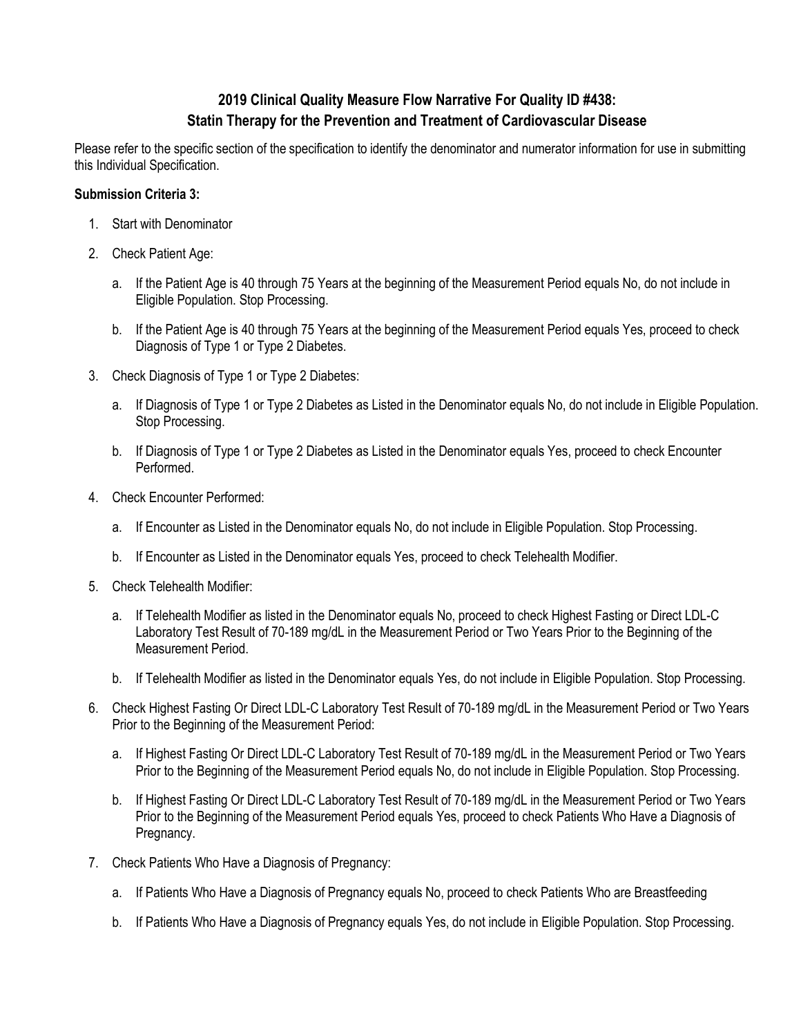## 2019 Clinical Quality Measure Flow Narrative For Quality ID #438: Statin Therapy for the Prevention and Treatment of Cardiovascular Disease

Please refer to the specific section of the specification to identify the denominator and numerator information for use in submitting this Individual Specification.

**Submission Criteria 3:**

1. Start with Denominator
2. Check Patient Age:
   a. If the Patient Age is 40 through 75 Years at the beginning of the Measurement Period equals No, do not include in Eligible Population. Stop Processing.
   b. If the Patient Age is 40 through 75 Years at the beginning of the Measurement Period equals Yes, proceed to check Diagnosis of Type 1 or Type 2 Diabetes.
3. Check Diagnosis of Type 1 or Type 2 Diabetes:
   a. If Diagnosis of Type 1 or Type 2 Diabetes as Listed in the Denominator equals No, do not include in Eligible Population. Stop Processing.
   b. If Diagnosis of Type 1 or Type 2 Diabetes as Listed in the Denominator equals Yes, proceed to check Encounter Performed.
4. Check Encounter Performed:
   a. If Encounter as Listed in the Denominator equals No, do not include in Eligible Population. Stop Processing.
   b. If Encounter as Listed in the Denominator equals Yes, proceed to check Telehealth Modifier.
5. Check Telehealth Modifier:
   a. If Telehealth Modifier as listed in the Denominator equals No, proceed to check Highest Fasting or Direct LDL-C Laboratory Test Result of 70-189 mg/dL in the Measurement Period or Two Years Prior to the Beginning of the Measurement Period.
   b. If Telehealth Modifier as listed in the Denominator equals Yes, do not include in Eligible Population. Stop Processing.
6. Check Highest Fasting Or Direct LDL-C Laboratory Test Result of 70-189 mg/dL in the Measurement Period or Two Years Prior to the Beginning of the Measurement Period:
   a. If Highest Fasting Or Direct LDL-C Laboratory Test Result of 70-189 mg/dL in the Measurement Period or Two Years Prior to the Beginning of the Measurement Period equals No, do not include in Eligible Population. Stop Processing.
   b. If Highest Fasting Or Direct LDL-C Laboratory Test Result of 70-189 mg/dL in the Measurement Period or Two Years Prior to the Beginning of the Measurement Period equals Yes, proceed to check Patients Who Have a Diagnosis of Pregnancy.
7. Check Patients Who Have a Diagnosis of Pregnancy:
   a. If Patients Who Have a Diagnosis of Pregnancy equals No, proceed to check Patients Who are Breastfeeding
   b. If Patients Who Have a Diagnosis of Pregnancy equals Yes, do not include in Eligible Population. Stop Processing.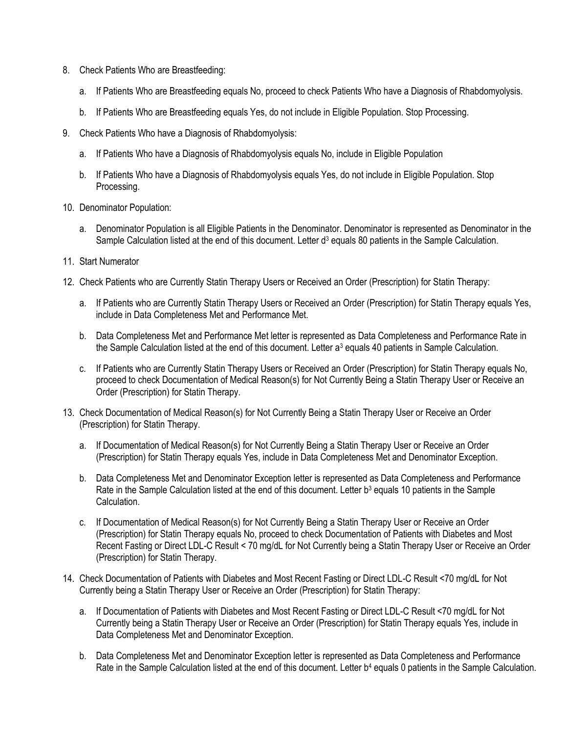8. Check Patients Who are Breastfeeding:

   a. If Patients Who are Breastfeeding equals No, proceed to check Patients Who have a Diagnosis of Rhabdomyolysis.

   b. If Patients Who are Breastfeeding equals Yes, do not include in Eligible Population. Stop Processing.

9. Check Patients Who have a Diagnosis of Rhabdomyolysis:

   a. If Patients Who have a Diagnosis of Rhabdomyolysis equals No, include in Eligible Population

   b. If Patients Who have a Diagnosis of Rhabdomyolysis equals Yes, do not include in Eligible Population. Stop Processing.

10. Denominator Population:

    a. Denominator Population is all Eligible Patients in the Denominator. Denominator is represented as Denominator in the Sample Calculation listed at the end of this document. Letter $d^3$ equals 80 patients in the Sample Calculation.

11. Start Numerator

12. Check Patients who are Currently Statin Therapy Users or Received an Order (Prescription) for Statin Therapy:

    a. If Patients who are Currently Statin Therapy Users or Received an Order (Prescription) for Statin Therapy equals Yes, include in Data Completeness Met and Performance Met.

    b. Data Completeness Met and Performance Met letter is represented as Data Completeness and Performance Rate in the Sample Calculation listed at the end of this document. Letter $a^3$ equals 40 patients in Sample Calculation.

    c. If Patients who are Currently Statin Therapy Users or Received an Order (Prescription) for Statin Therapy equals No, proceed to check Documentation of Medical Reason(s) for Not Currently Being a Statin Therapy User or Receive an Order (Prescription) for Statin Therapy.

13. Check Documentation of Medical Reason(s) for Not Currently Being a Statin Therapy User or Receive an Order (Prescription) for Statin Therapy.

    a. If Documentation of Medical Reason(s) for Not Currently Being a Statin Therapy User or Receive an Order (Prescription) for Statin Therapy equals Yes, include in Data Completeness Met and Denominator Exception.

    b. Data Completeness Met and Denominator Exception letter is represented as Data Completeness and Performance Rate in the Sample Calculation listed at the end of this document. Letter $b^3$ equals 10 patients in the Sample Calculation.

    c. If Documentation of Medical Reason(s) for Not Currently Being a Statin Therapy User or Receive an Order (Prescription) for Statin Therapy equals No, proceed to check Documentation of Patients with Diabetes and Most Recent Fasting or Direct LDL-C Result < 70 mg/dL for Not Currently being a Statin Therapy User or Receive an Order (Prescription) for Statin Therapy.

14. Check Documentation of Patients with Diabetes and Most Recent Fasting or Direct LDL-C Result <70 mg/dL for Not Currently being a Statin Therapy User or Receive an Order (Prescription) for Statin Therapy:

    a. If Documentation of Patients with Diabetes and Most Recent Fasting or Direct LDL-C Result <70 mg/dL for Not Currently being a Statin Therapy User or Receive an Order (Prescription) for Statin Therapy equals Yes, include in Data Completeness Met and Denominator Exception.

    b. Data Completeness Met and Denominator Exception letter is represented as Data Completeness and Performance Rate in the Sample Calculation listed at the end of this document. Letter $b^4$ equals 0 patients in the Sample Calculation.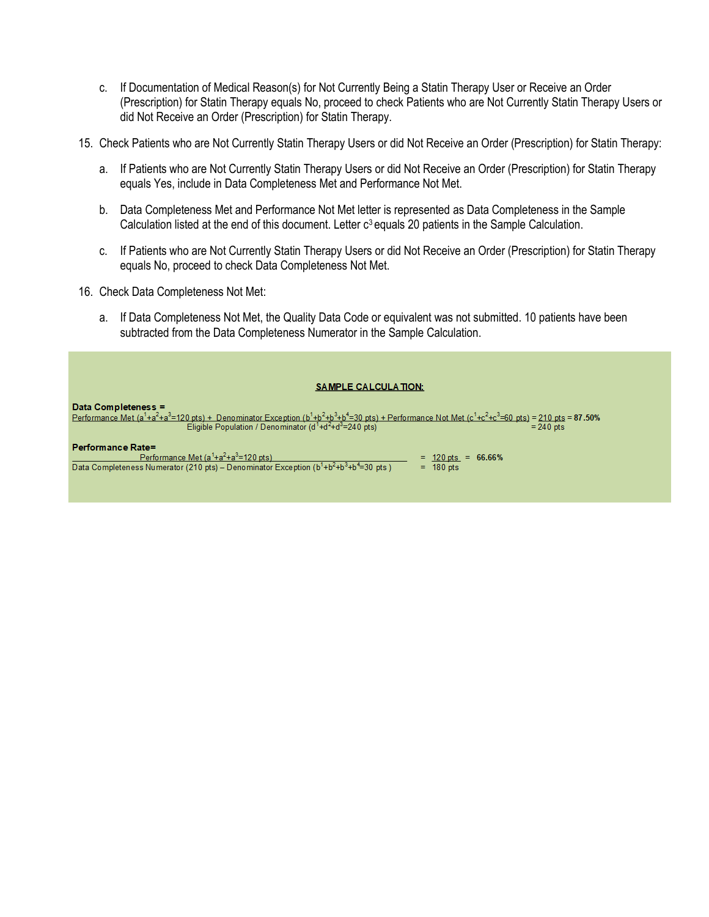c. If Documentation of Medical Reason(s) for Not Currently Being a Statin Therapy User or Receive an Order (Prescription) for Statin Therapy equals No, proceed to check Patients who are Not Currently Statin Therapy Users or did Not Receive an Order (Prescription) for Statin Therapy.

15. Check Patients who are Not Currently Statin Therapy Users or did Not Receive an Order (Prescription) for Statin Therapy:

    a. If Patients who are Not Currently Statin Therapy Users or did Not Receive an Order (Prescription) for Statin Therapy equals Yes, include in Data Completeness Met and Performance Not Met.

    b. Data Completeness Met and Performance Not Met letter is represented as Data Completeness in the Sample Calculation listed at the end of this document. Letter $c^3$ equals 20 patients in the Sample Calculation.

    c. If Patients who are Not Currently Statin Therapy Users or did Not Receive an Order (Prescription) for Statin Therapy equals No, proceed to check Data Completeness Not Met.

16. Check Data Completeness Not Met:

    a. If Data Completeness Not Met, the Quality Data Code or equivalent was not submitted. 10 patients have been subtracted from the Data Completeness Numerator in the Sample Calculation.

**SAMPLE CALCULATION:**

**Data Completeness =**

$$\frac{\text{Performance Met } (a^1+a^2+a^3=120 \text{ pts}) + \text{Denominator Exception } (b^1+b^2+b^3+b^4=30 \text{ pts}) + \text{Performance Not Met } (c^1+c^2+c^3=60 \text{ pts})}{\text{Eligible Population / Denominator } (d^1+d^2+d^3=240 \text{ pts})} = \frac{210 \text{ pts}}{240 \text{ pts}} = \mathbf{87.50\%}$$

**Performance Rate=**

$$\frac{\text{Performance Met } (a^1+a^2+a^3=120 \text{ pts})}{\text{Data Completeness Numerator (210 pts)} - \text{Denominator Exception } (b^1+b^2+b^3+b^4=30 \text{ pts})} = \frac{120 \text{ pts}}{180 \text{ pts}} = \mathbf{66.66\%}$$